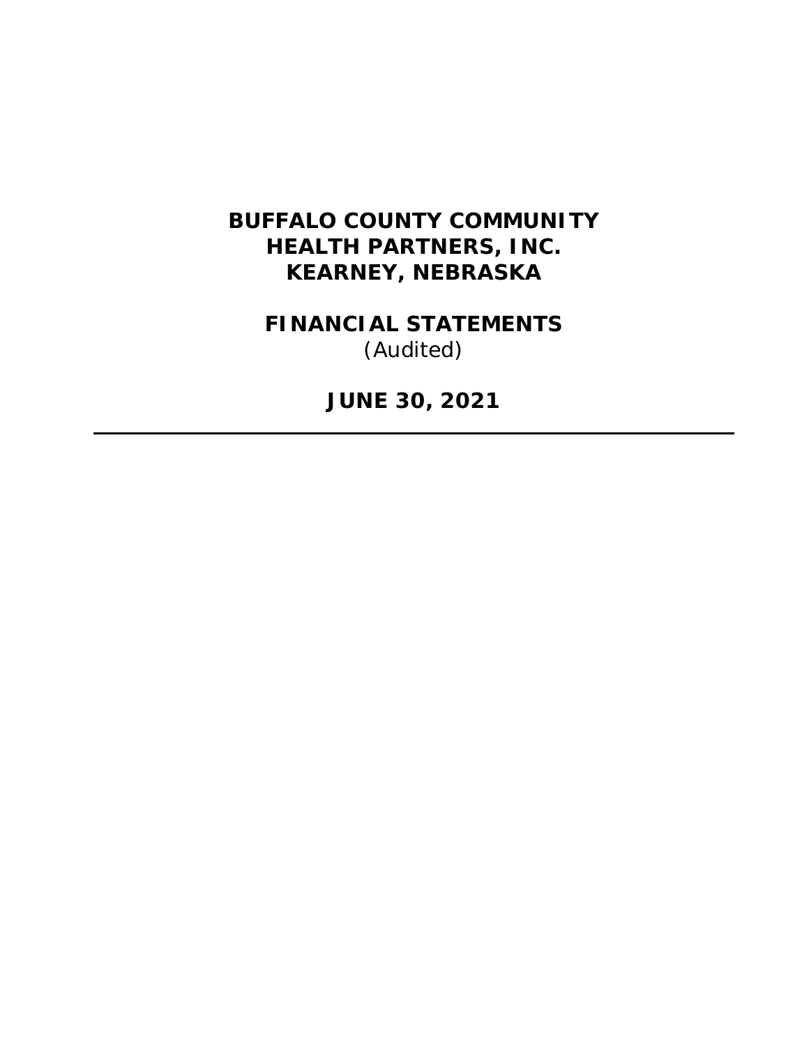# BUFFALO COUNTY COMMUNITY HEALTH PARTNERS, INC.
# KEARNEY, NEBRASKA

## FINANCIAL STATEMENTS
(Audited)

## JUNE 30, 2021

---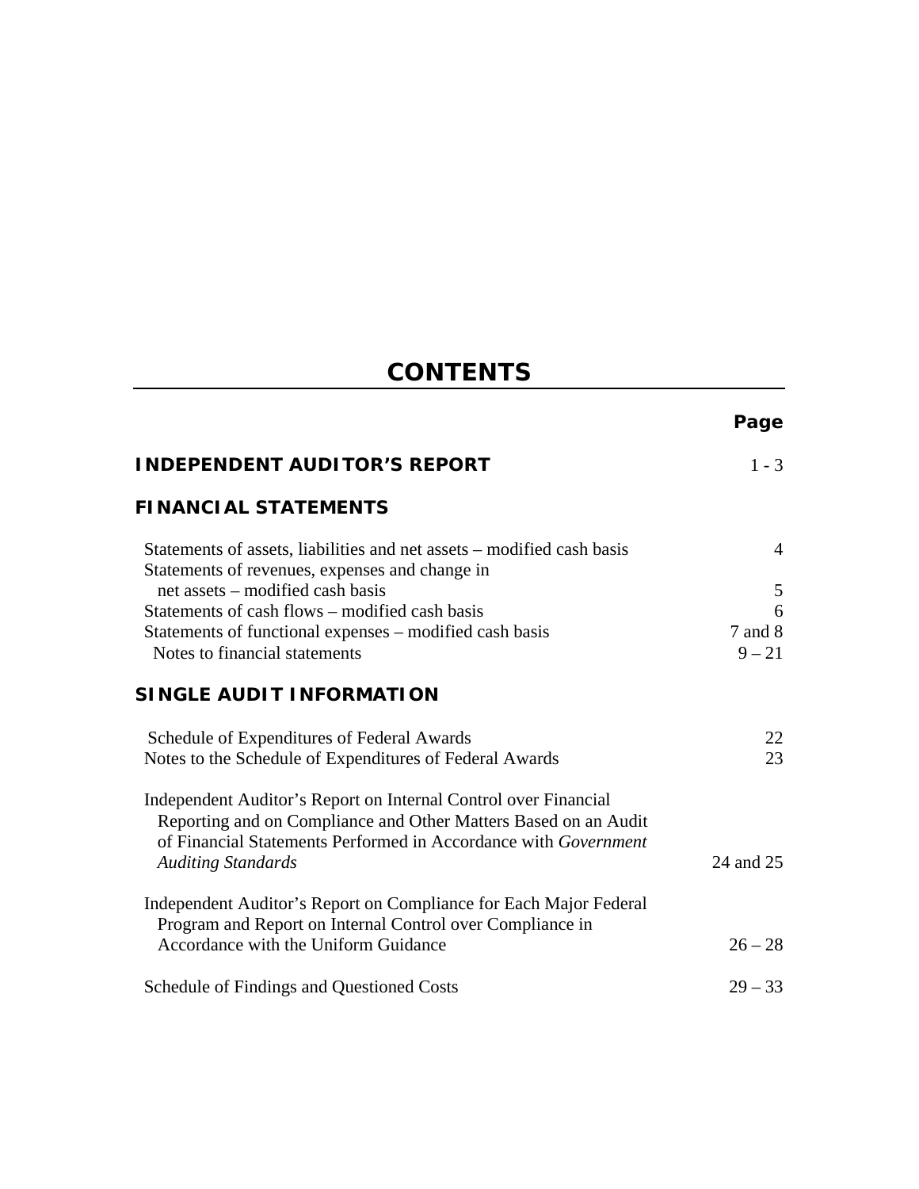# CONTENTS

| | Page |
|---|---|
| **INDEPENDENT AUDITOR'S REPORT** | 1 - 3 |
| **FINANCIAL STATEMENTS** | |
| Statements of assets, liabilities and net assets – modified cash basis | 4 |
| Statements of revenues, expenses and change in net assets – modified cash basis | 5 |
| Statements of cash flows – modified cash basis | 6 |
| Statements of functional expenses – modified cash basis | 7 and 8 |
| Notes to financial statements | 9 – 21 |
| **SINGLE AUDIT INFORMATION** | |
| Schedule of Expenditures of Federal Awards | 22 |
| Notes to the Schedule of Expenditures of Federal Awards | 23 |
| Independent Auditor's Report on Internal Control over Financial Reporting and on Compliance and Other Matters Based on an Audit of Financial Statements Performed in Accordance with *Government Auditing Standards* | 24 and 25 |
| Independent Auditor's Report on Compliance for Each Major Federal Program and Report on Internal Control over Compliance in Accordance with the Uniform Guidance | 26 – 28 |
| Schedule of Findings and Questioned Costs | 29 – 33 |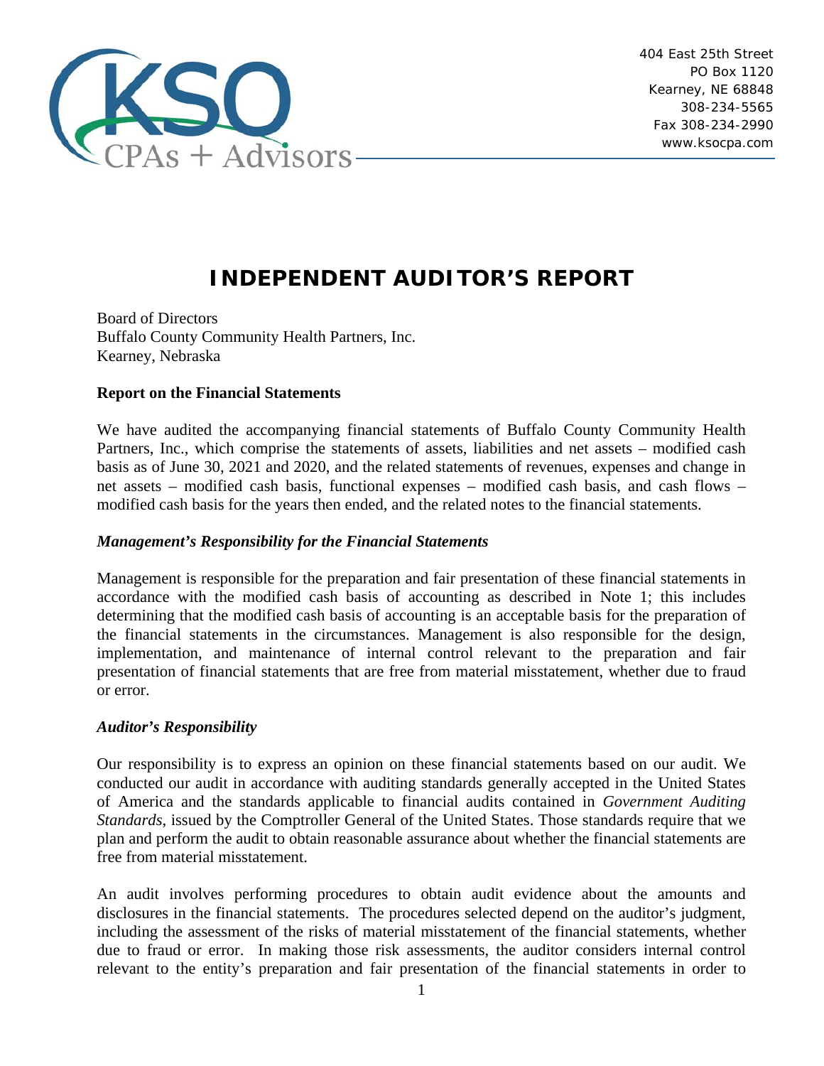404 East 25th Street
PO Box 1120
Kearney, NE 68848
308-234-5565
Fax 308-234-2990
www.ksocpa.com

# INDEPENDENT AUDITOR'S REPORT

Board of Directors
Buffalo County Community Health Partners, Inc.
Kearney, Nebraska

**Report on the Financial Statements**

We have audited the accompanying financial statements of Buffalo County Community Health Partners, Inc., which comprise the statements of assets, liabilities and net assets – modified cash basis as of June 30, 2021 and 2020, and the related statements of revenues, expenses and change in net assets – modified cash basis, functional expenses – modified cash basis, and cash flows – modified cash basis for the years then ended, and the related notes to the financial statements.

***Management's Responsibility for the Financial Statements***

Management is responsible for the preparation and fair presentation of these financial statements in accordance with the modified cash basis of accounting as described in Note 1; this includes determining that the modified cash basis of accounting is an acceptable basis for the preparation of the financial statements in the circumstances. Management is also responsible for the design, implementation, and maintenance of internal control relevant to the preparation and fair presentation of financial statements that are free from material misstatement, whether due to fraud or error.

***Auditor's Responsibility***

Our responsibility is to express an opinion on these financial statements based on our audit. We conducted our audit in accordance with auditing standards generally accepted in the United States of America and the standards applicable to financial audits contained in *Government Auditing Standards*, issued by the Comptroller General of the United States. Those standards require that we plan and perform the audit to obtain reasonable assurance about whether the financial statements are free from material misstatement.

An audit involves performing procedures to obtain audit evidence about the amounts and disclosures in the financial statements. The procedures selected depend on the auditor's judgment, including the assessment of the risks of material misstatement of the financial statements, whether due to fraud or error. In making those risk assessments, the auditor considers internal control relevant to the entity's preparation and fair presentation of the financial statements in order to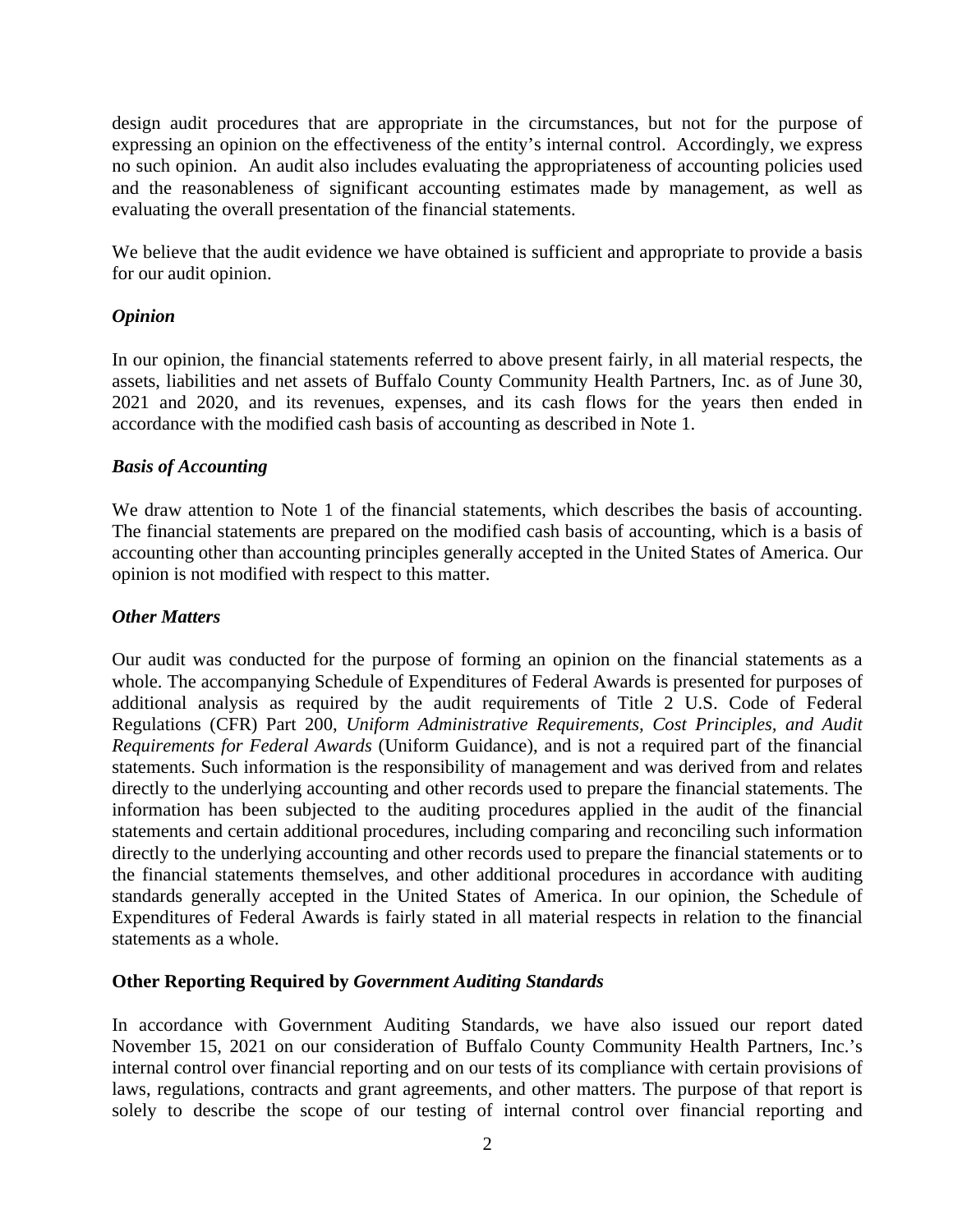design audit procedures that are appropriate in the circumstances, but not for the purpose of expressing an opinion on the effectiveness of the entity's internal control. Accordingly, we express no such opinion. An audit also includes evaluating the appropriateness of accounting policies used and the reasonableness of significant accounting estimates made by management, as well as evaluating the overall presentation of the financial statements.

We believe that the audit evidence we have obtained is sufficient and appropriate to provide a basis for our audit opinion.

### *Opinion*

In our opinion, the financial statements referred to above present fairly, in all material respects, the assets, liabilities and net assets of Buffalo County Community Health Partners, Inc. as of June 30, 2021 and 2020, and its revenues, expenses, and its cash flows for the years then ended in accordance with the modified cash basis of accounting as described in Note 1.

### *Basis of Accounting*

We draw attention to Note 1 of the financial statements, which describes the basis of accounting. The financial statements are prepared on the modified cash basis of accounting, which is a basis of accounting other than accounting principles generally accepted in the United States of America. Our opinion is not modified with respect to this matter.

### *Other Matters*

Our audit was conducted for the purpose of forming an opinion on the financial statements as a whole. The accompanying Schedule of Expenditures of Federal Awards is presented for purposes of additional analysis as required by the audit requirements of Title 2 U.S. Code of Federal Regulations (CFR) Part 200, *Uniform Administrative Requirements, Cost Principles, and Audit Requirements for Federal Awards* (Uniform Guidance), and is not a required part of the financial statements. Such information is the responsibility of management and was derived from and relates directly to the underlying accounting and other records used to prepare the financial statements. The information has been subjected to the auditing procedures applied in the audit of the financial statements and certain additional procedures, including comparing and reconciling such information directly to the underlying accounting and other records used to prepare the financial statements or to the financial statements themselves, and other additional procedures in accordance with auditing standards generally accepted in the United States of America. In our opinion, the Schedule of Expenditures of Federal Awards is fairly stated in all material respects in relation to the financial statements as a whole.

### Other Reporting Required by *Government Auditing Standards*

In accordance with Government Auditing Standards, we have also issued our report dated November 15, 2021 on our consideration of Buffalo County Community Health Partners, Inc.'s internal control over financial reporting and on our tests of its compliance with certain provisions of laws, regulations, contracts and grant agreements, and other matters. The purpose of that report is solely to describe the scope of our testing of internal control over financial reporting and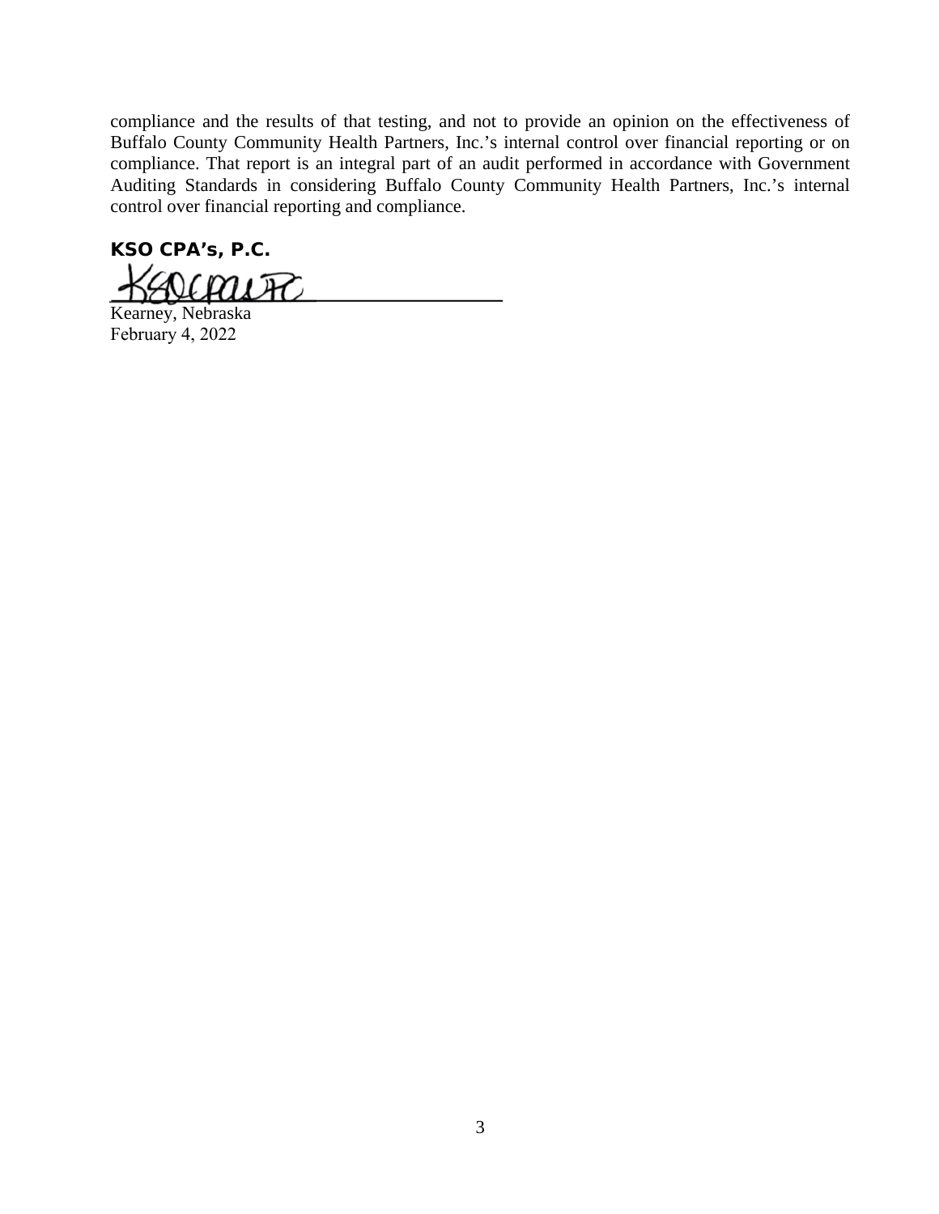compliance and the results of that testing, and not to provide an opinion on the effectiveness of Buffalo County Community Health Partners, Inc.'s internal control over financial reporting or on compliance. That report is an integral part of an audit performed in accordance with Government Auditing Standards in considering Buffalo County Community Health Partners, Inc.'s internal control over financial reporting and compliance.

**KSO CPA's, P.C.**

Kearney, Nebraska
February 4, 2022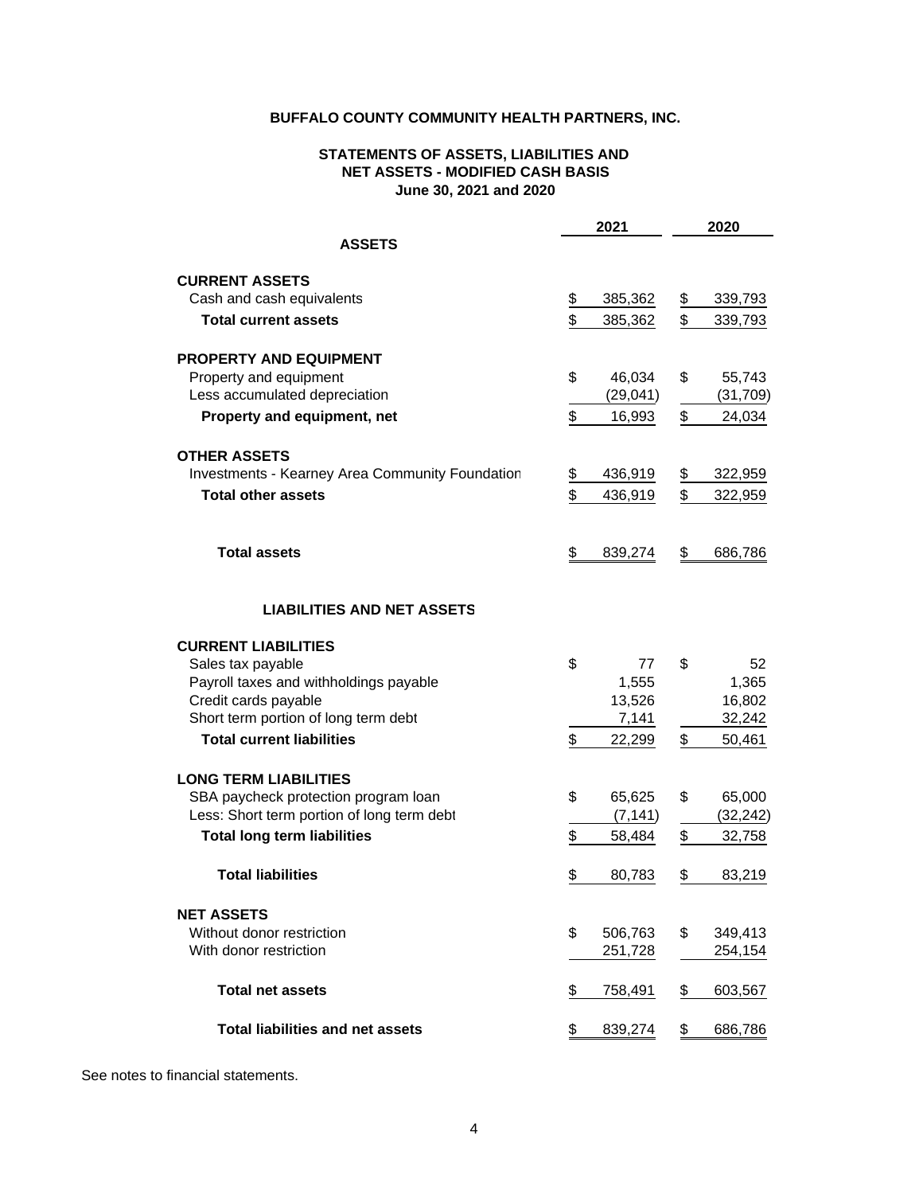**BUFFALO COUNTY COMMUNITY HEALTH PARTNERS, INC.**

**STATEMENTS OF ASSETS, LIABILITIES AND NET ASSETS - MODIFIED CASH BASIS**
**June 30, 2021 and 2020**

| | 2021 | 2020 |
|---|---|---|
| **ASSETS** | | |
| **CURRENT ASSETS** | | |
| Cash and cash equivalents | $ 385,362 | $ 339,793 |
| **Total current assets** | $ 385,362 | $ 339,793 |
| **PROPERTY AND EQUIPMENT** | | |
| Property and equipment | $ 46,034 | $ 55,743 |
| Less accumulated depreciation | (29,041) | (31,709) |
| **Property and equipment, net** | $ 16,993 | $ 24,034 |
| **OTHER ASSETS** | | |
| Investments - Kearney Area Community Foundation | $ 436,919 | $ 322,959 |
| **Total other assets** | $ 436,919 | $ 322,959 |
| **Total assets** | $ 839,274 | $ 686,786 |
| **LIABILITIES AND NET ASSETS** | | |
| **CURRENT LIABILITIES** | | |
| Sales tax payable | $ 77 | $ 52 |
| Payroll taxes and withholdings payable | 1,555 | 1,365 |
| Credit cards payable | 13,526 | 16,802 |
| Short term portion of long term debt | 7,141 | 32,242 |
| **Total current liabilities** | $ 22,299 | $ 50,461 |
| **LONG TERM LIABILITIES** | | |
| SBA paycheck protection program loan | $ 65,625 | $ 65,000 |
| Less: Short term portion of long term debt | (7,141) | (32,242) |
| **Total long term liabilities** | $ 58,484 | $ 32,758 |
| **Total liabilities** | $ 80,783 | $ 83,219 |
| **NET ASSETS** | | |
| Without donor restriction | $ 506,763 | $ 349,413 |
| With donor restriction | 251,728 | 254,154 |
| **Total net assets** | $ 758,491 | $ 603,567 |
| **Total liabilities and net assets** | $ 839,274 | $ 686,786 |

See notes to financial statements.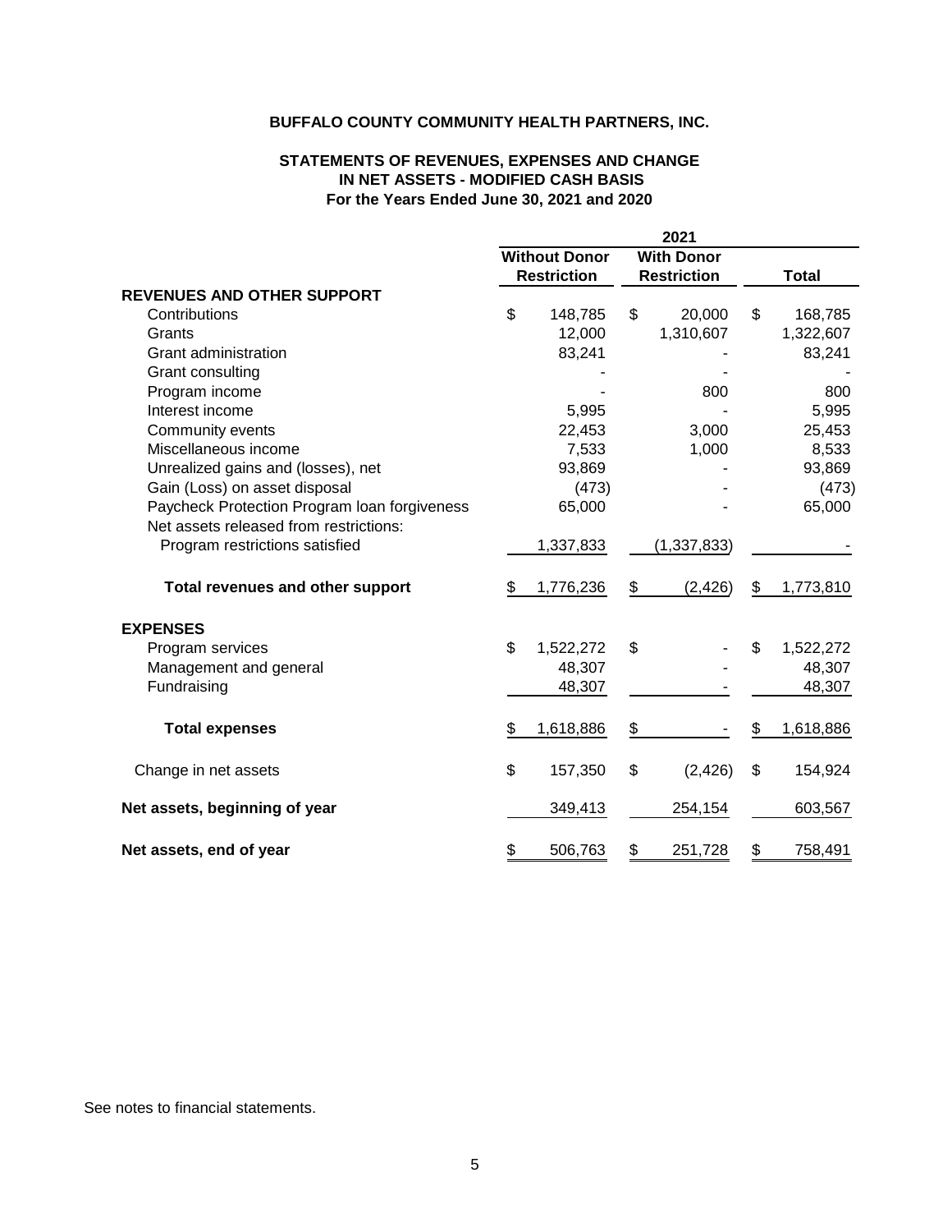**BUFFALO COUNTY COMMUNITY HEALTH PARTNERS, INC.**

**STATEMENTS OF REVENUES, EXPENSES AND CHANGE IN NET ASSETS - MODIFIED CASH BASIS**
**For the Years Ended June 30, 2021 and 2020**

| | 2021 | | |
|---|---|---|---|
| | Without Donor Restriction | With Donor Restriction | Total |
| **REVENUES AND OTHER SUPPORT** | | | |
| Contributions | $ 148,785 | $ 20,000 | $ 168,785 |
| Grants | 12,000 | 1,310,607 | 1,322,607 |
| Grant administration | 83,241 | - | 83,241 |
| Grant consulting | - | - | - |
| Program income | - | 800 | 800 |
| Interest income | 5,995 | - | 5,995 |
| Community events | 22,453 | 3,000 | 25,453 |
| Miscellaneous income | 7,533 | 1,000 | 8,533 |
| Unrealized gains and (losses), net | 93,869 | - | 93,869 |
| Gain (Loss) on asset disposal | (473) | - | (473) |
| Paycheck Protection Program loan forgiveness | 65,000 | - | 65,000 |
| Net assets released from restrictions: | | | |
| Program restrictions satisfied | 1,337,833 | (1,337,833) | - |
| **Total revenues and other support** | $ 1,776,236 | $ (2,426) | $ 1,773,810 |
| **EXPENSES** | | | |
| Program services | $ 1,522,272 | $ - | $ 1,522,272 |
| Management and general | 48,307 | - | 48,307 |
| Fundraising | 48,307 | - | 48,307 |
| **Total expenses** | $ 1,618,886 | $ - | $ 1,618,886 |
| Change in net assets | $ 157,350 | $ (2,426) | $ 154,924 |
| **Net assets, beginning of year** | 349,413 | 254,154 | 603,567 |
| **Net assets, end of year** | $ 506,763 | $ 251,728 | $ 758,491 |

See notes to financial statements.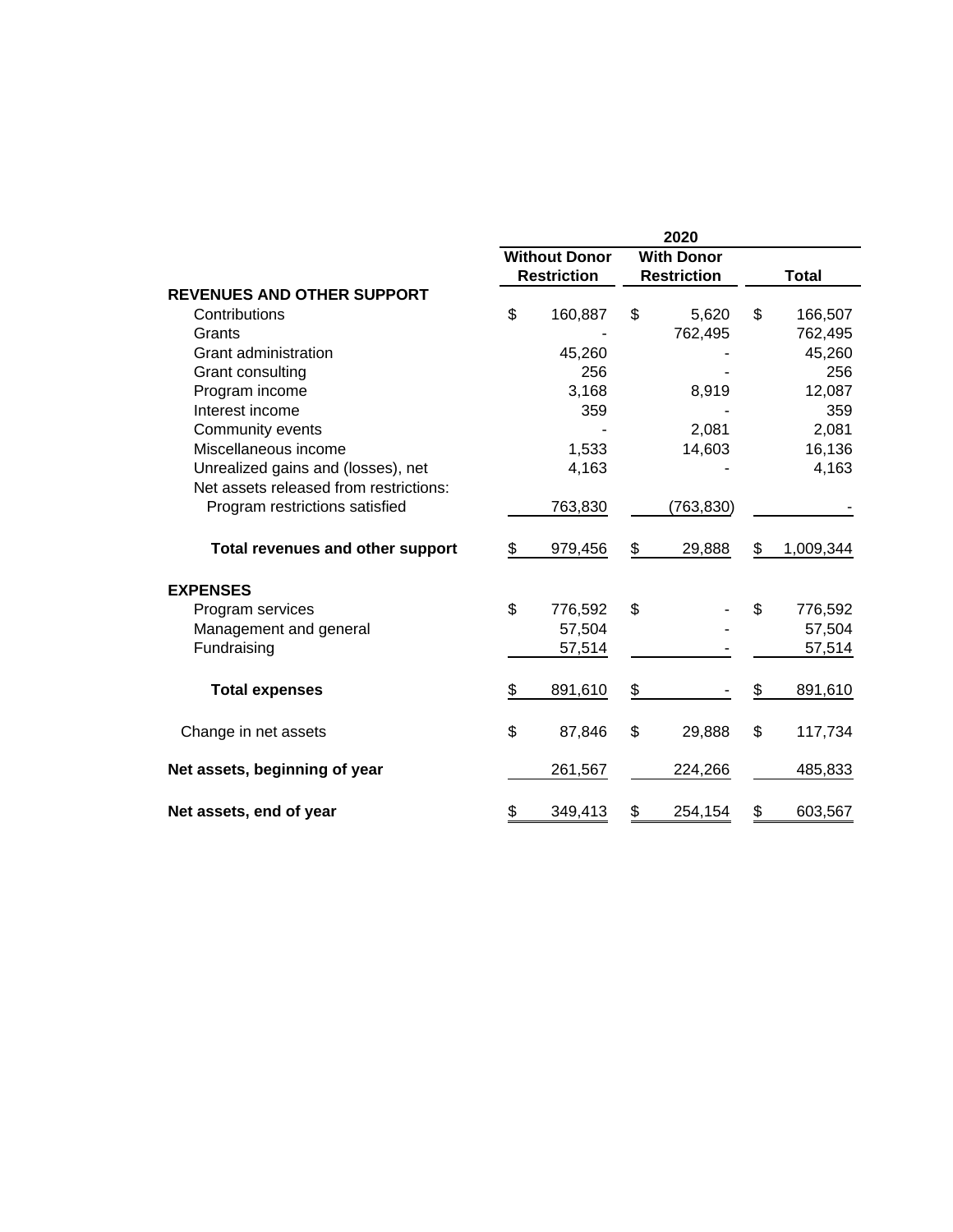| | 2020 | | |
|---|---|---|---|
| | Without Donor Restriction | With Donor Restriction | Total |
| **REVENUES AND OTHER SUPPORT** | | | |
| Contributions | $ 160,887 | $ 5,620 | $ 166,507 |
| Grants | - | 762,495 | 762,495 |
| Grant administration | 45,260 | - | 45,260 |
| Grant consulting | 256 | - | 256 |
| Program income | 3,168 | 8,919 | 12,087 |
| Interest income | 359 | - | 359 |
| Community events | - | 2,081 | 2,081 |
| Miscellaneous income | 1,533 | 14,603 | 16,136 |
| Unrealized gains and (losses), net | 4,163 | - | 4,163 |
| Net assets released from restrictions: | | | |
| Program restrictions satisfied | 763,830 | (763,830) | - |
| **Total revenues and other support** | $ 979,456 | $ 29,888 | $ 1,009,344 |
| **EXPENSES** | | | |
| Program services | $ 776,592 | $ - | $ 776,592 |
| Management and general | 57,504 | - | 57,504 |
| Fundraising | 57,514 | - | 57,514 |
| **Total expenses** | $ 891,610 | $ - | $ 891,610 |
| Change in net assets | $ 87,846 | $ 29,888 | $ 117,734 |
| **Net assets, beginning of year** | 261,567 | 224,266 | 485,833 |
| **Net assets, end of year** | $ 349,413 | $ 254,154 | $ 603,567 |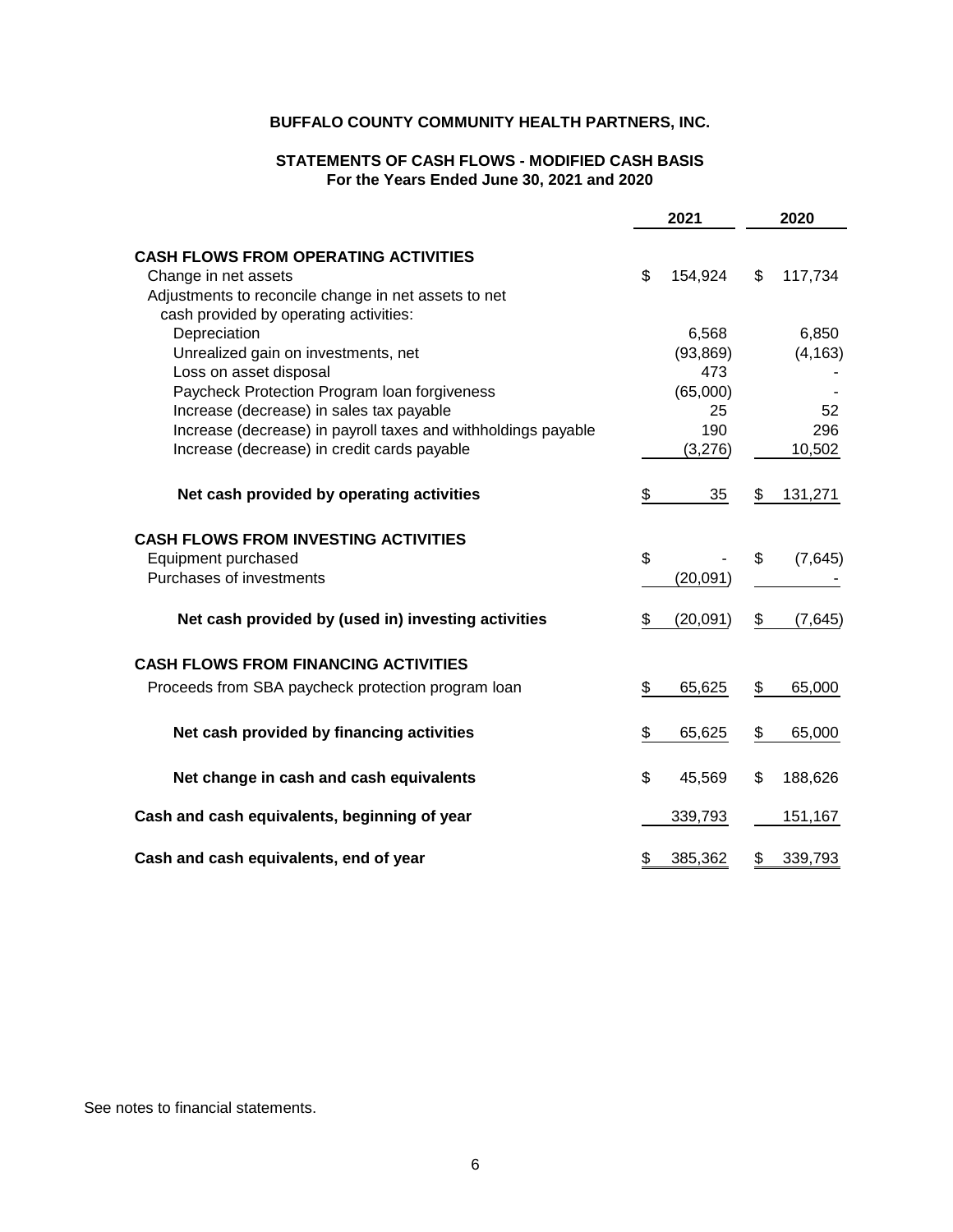**BUFFALO COUNTY COMMUNITY HEALTH PARTNERS, INC.**

**STATEMENTS OF CASH FLOWS - MODIFIED CASH BASIS**
**For the Years Ended June 30, 2021 and 2020**

| | 2021 | 2020 |
|---|---|---|
| **CASH FLOWS FROM OPERATING ACTIVITIES** | | |
| Change in net assets | $ 154,924 | $ 117,734 |
| Adjustments to reconcile change in net assets to net cash provided by operating activities: | | |
| Depreciation | 6,568 | 6,850 |
| Unrealized gain on investments, net | (93,869) | (4,163) |
| Loss on asset disposal | 473 | - |
| Paycheck Protection Program loan forgiveness | (65,000) | - |
| Increase (decrease) in sales tax payable | 25 | 52 |
| Increase (decrease) in payroll taxes and withholdings payable | 190 | 296 |
| Increase (decrease) in credit cards payable | (3,276) | 10,502 |
| **Net cash provided by operating activities** | $ 35 | $ 131,271 |
| **CASH FLOWS FROM INVESTING ACTIVITIES** | | |
| Equipment purchased | $ - | $ (7,645) |
| Purchases of investments | (20,091) | - |
| **Net cash provided by (used in) investing activities** | $ (20,091) | $ (7,645) |
| **CASH FLOWS FROM FINANCING ACTIVITIES** | | |
| Proceeds from SBA paycheck protection program loan | $ 65,625 | $ 65,000 |
| **Net cash provided by financing activities** | $ 65,625 | $ 65,000 |
| **Net change in cash and cash equivalents** | $ 45,569 | $ 188,626 |
| **Cash and cash equivalents, beginning of year** | 339,793 | 151,167 |
| **Cash and cash equivalents, end of year** | $ 385,362 | $ 339,793 |

See notes to financial statements.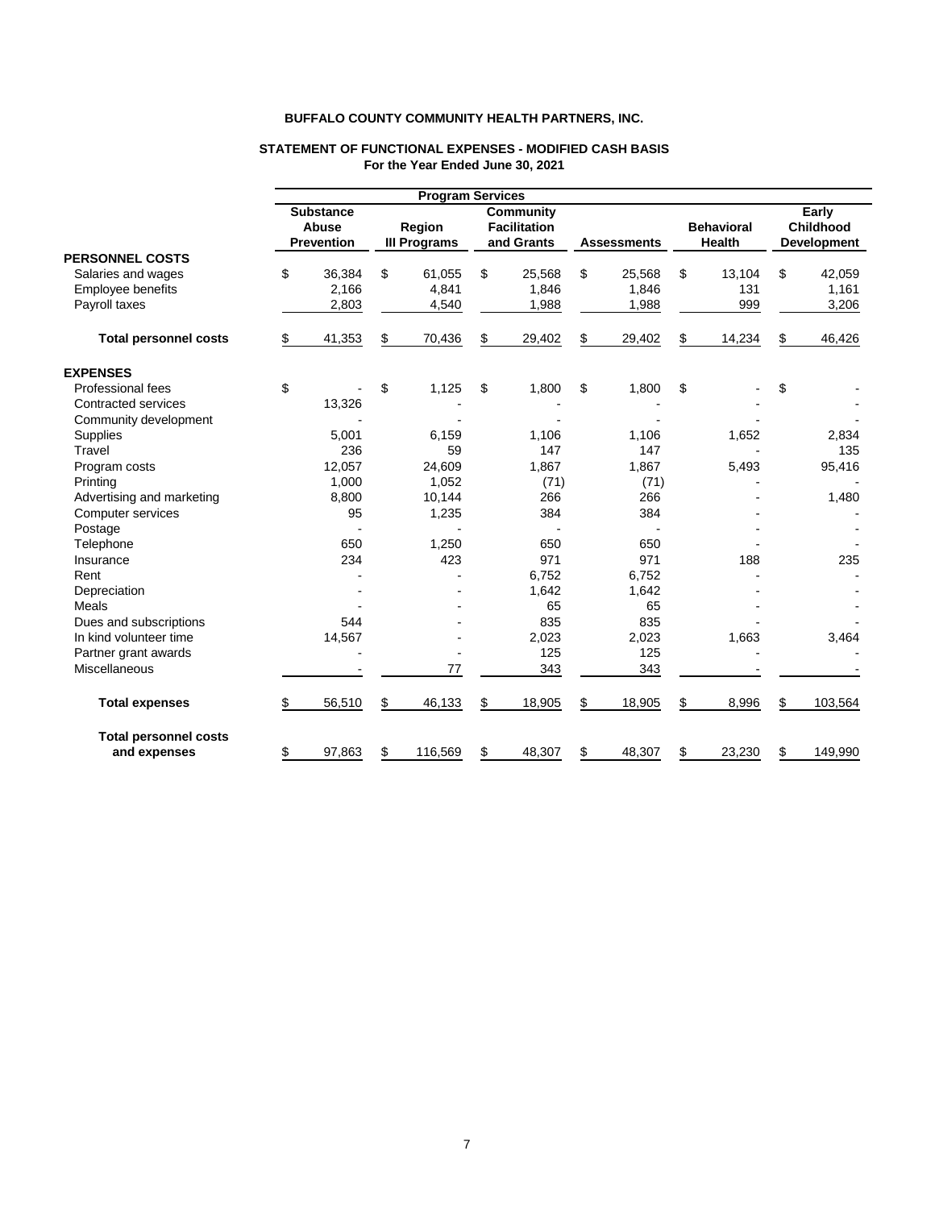**BUFFALO COUNTY COMMUNITY HEALTH PARTNERS, INC.**

**STATEMENT OF FUNCTIONAL EXPENSES - MODIFIED CASH BASIS**
**For the Year Ended June 30, 2021**

| | Program Services | | | | | |
|---|---|---|---|---|---|---|
| | Substance Abuse Prevention | Region III Programs | Community Facilitation and Grants | Assessments | Behavioral Health | Early Childhood Development |
| **PERSONNEL COSTS** | | | | | | |
| Salaries and wages | $ 36,384 | $ 61,055 | $ 25,568 | $ 25,568 | $ 13,104 | $ 42,059 |
| Employee benefits | 2,166 | 4,841 | 1,846 | 1,846 | 131 | 1,161 |
| Payroll taxes | 2,803 | 4,540 | 1,988 | 1,988 | 999 | 3,206 |
| **Total personnel costs** | $ 41,353 | $ 70,436 | $ 29,402 | $ 29,402 | $ 14,234 | $ 46,426 |
| **EXPENSES** | | | | | | |
| Professional fees | $ - | $ 1,125 | $ 1,800 | $ 1,800 | $ - | $ - |
| Contracted services | 13,326 | - | - | - | - | - |
| Community development | - | - | - | - | - | - |
| Supplies | 5,001 | 6,159 | 1,106 | 1,106 | 1,652 | 2,834 |
| Travel | 236 | 59 | 147 | 147 | - | 135 |
| Program costs | 12,057 | 24,609 | 1,867 | 1,867 | 5,493 | 95,416 |
| Printing | 1,000 | 1,052 | (71) | (71) | - | - |
| Advertising and marketing | 8,800 | 10,144 | 266 | 266 | - | 1,480 |
| Computer services | 95 | 1,235 | 384 | 384 | - | - |
| Postage | - | - | - | - | - | - |
| Telephone | 650 | 1,250 | 650 | 650 | - | - |
| Insurance | 234 | 423 | 971 | 971 | 188 | 235 |
| Rent | - | - | 6,752 | 6,752 | - | - |
| Depreciation | - | - | 1,642 | 1,642 | - | - |
| Meals | - | - | 65 | 65 | - | - |
| Dues and subscriptions | 544 | - | 835 | 835 | - | - |
| In kind volunteer time | 14,567 | - | 2,023 | 2,023 | 1,663 | 3,464 |
| Partner grant awards | - | - | 125 | 125 | - | - |
| Miscellaneous | - | 77 | 343 | 343 | - | - |
| **Total expenses** | $ 56,510 | $ 46,133 | $ 18,905 | $ 18,905 | $ 8,996 | $ 103,564 |
| **Total personnel costs and expenses** | $ 97,863 | $ 116,569 | $ 48,307 | $ 48,307 | $ 23,230 | $ 149,990 |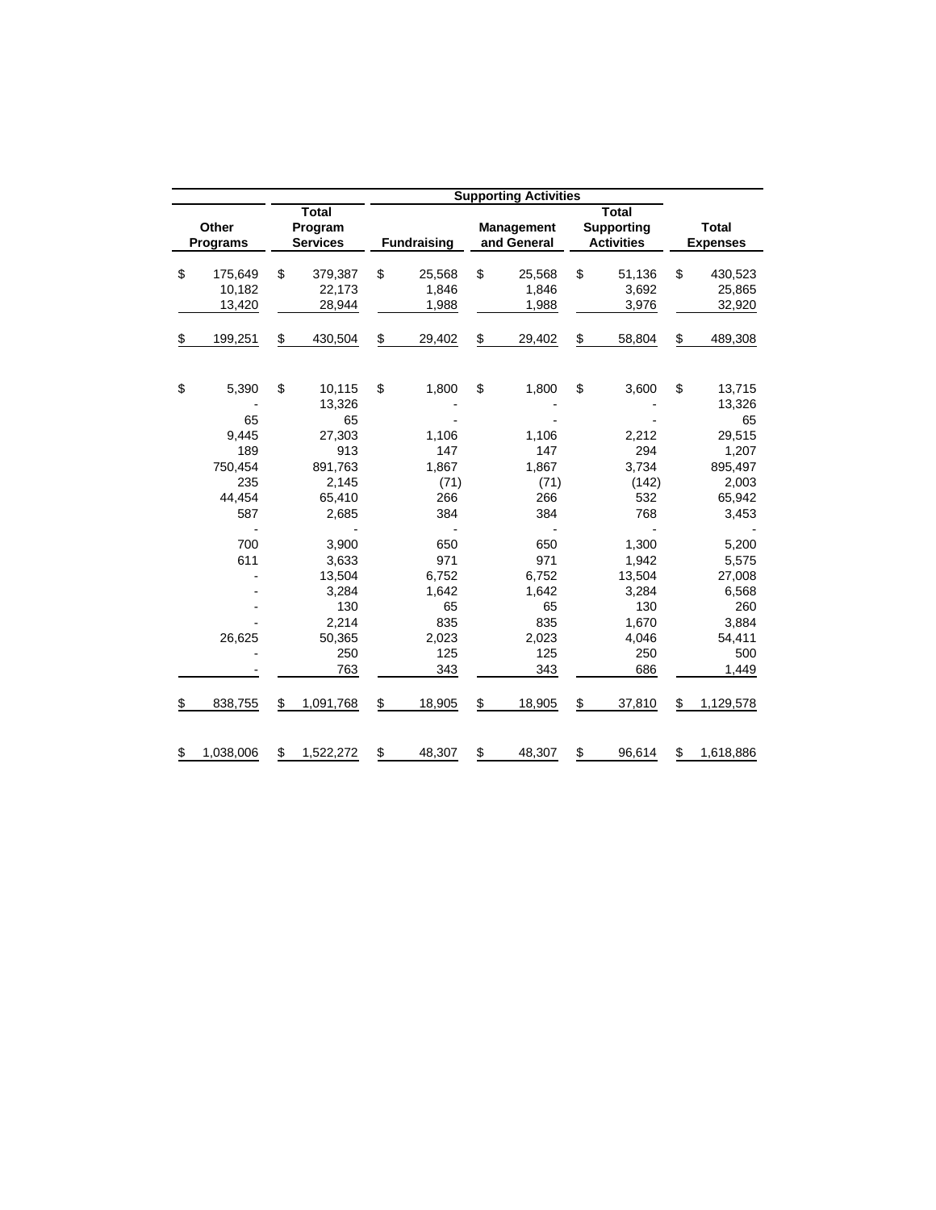| | | Supporting Activities | | | |
|---|---|---|---|---|---|
| Other Programs | Total Program Services | Fundraising | Management and General | Total Supporting Activities | Total Expenses |
| $ 175,649 | $ 379,387 | $ 25,568 | $ 25,568 | $ 51,136 | $ 430,523 |
| 10,182 | 22,173 | 1,846 | 1,846 | 3,692 | 25,865 |
| 13,420 | 28,944 | 1,988 | 1,988 | 3,976 | 32,920 |
| $ 199,251 | $ 430,504 | $ 29,402 | $ 29,402 | $ 58,804 | $ 489,308 |
| | | | | | |
| $ 5,390 | $ 10,115 | $ 1,800 | $ 1,800 | $ 3,600 | $ 13,715 |
| - | 13,326 | - | - | - | 13,326 |
| 65 | 65 | - | - | - | 65 |
| 9,445 | 27,303 | 1,106 | 1,106 | 2,212 | 29,515 |
| 189 | 913 | 147 | 147 | 294 | 1,207 |
| 750,454 | 891,763 | 1,867 | 1,867 | 3,734 | 895,497 |
| 235 | 2,145 | (71) | (71) | (142) | 2,003 |
| 44,454 | 65,410 | 266 | 266 | 532 | 65,942 |
| 587 | 2,685 | 384 | 384 | 768 | 3,453 |
| - | - | - | - | - | - |
| 700 | 3,900 | 650 | 650 | 1,300 | 5,200 |
| 611 | 3,633 | 971 | 971 | 1,942 | 5,575 |
| - | 13,504 | 6,752 | 6,752 | 13,504 | 27,008 |
| - | 3,284 | 1,642 | 1,642 | 3,284 | 6,568 |
| - | 130 | 65 | 65 | 130 | 260 |
| - | 2,214 | 835 | 835 | 1,670 | 3,884 |
| 26,625 | 50,365 | 2,023 | 2,023 | 4,046 | 54,411 |
| - | 250 | 125 | 125 | 250 | 500 |
| - | 763 | 343 | 343 | 686 | 1,449 |
| $ 838,755 | $ 1,091,768 | $ 18,905 | $ 18,905 | $ 37,810 | $ 1,129,578 |
| | | | | | |
| $ 1,038,006 | $ 1,522,272 | $ 48,307 | $ 48,307 | $ 96,614 | $ 1,618,886 |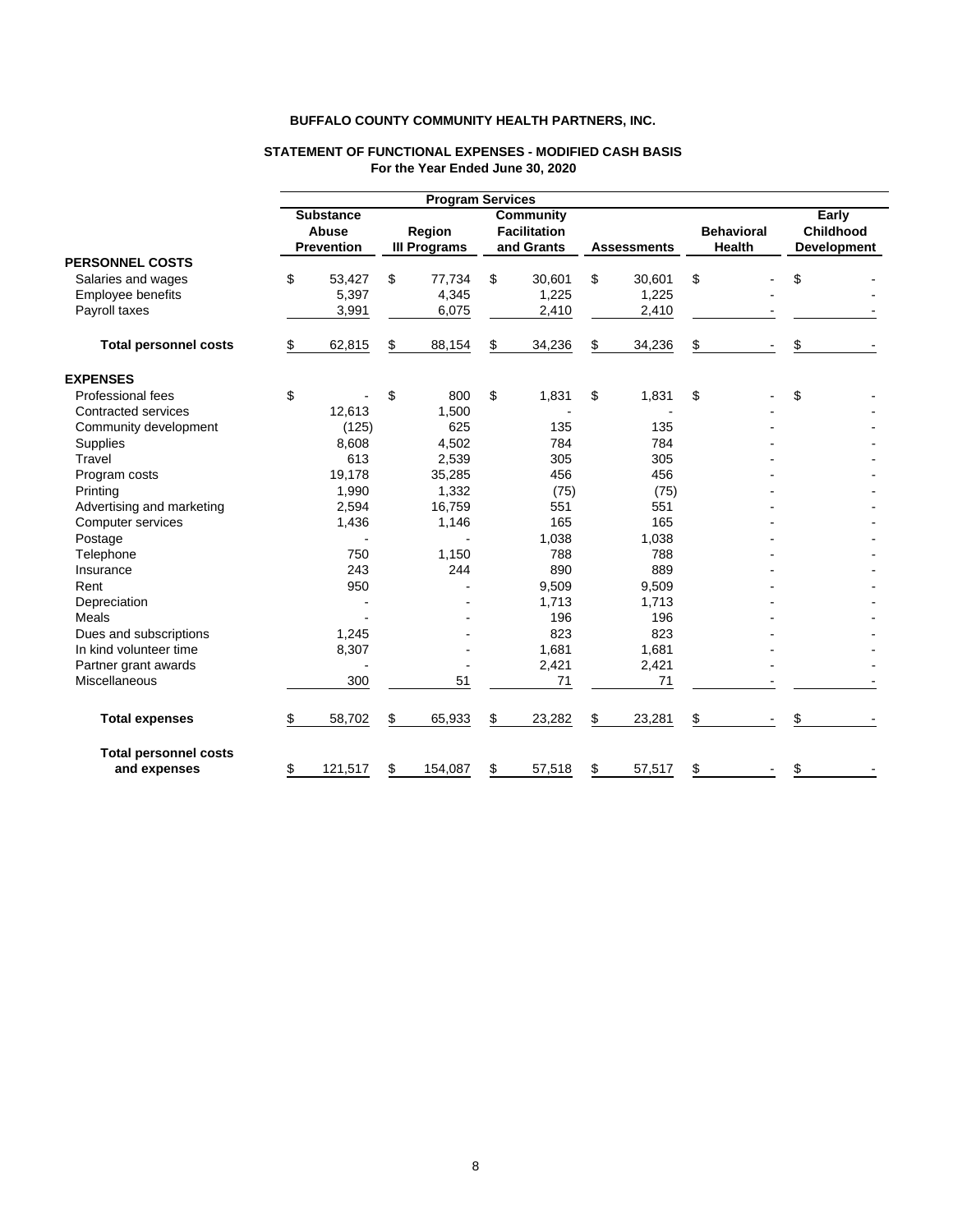**BUFFALO COUNTY COMMUNITY HEALTH PARTNERS, INC.**

**STATEMENT OF FUNCTIONAL EXPENSES - MODIFIED CASH BASIS**
**For the Year Ended June 30, 2020**

| | Program Services | | | | | |
|---|---|---|---|---|---|---|
| | Substance Abuse Prevention | Region III Programs | Community Facilitation and Grants | Assessments | Behavioral Health | Early Childhood Development |
| **PERSONNEL COSTS** | | | | | | |
| Salaries and wages | $ 53,427 | $ 77,734 | $ 30,601 | $ 30,601 | $ - | $ - |
| Employee benefits | 5,397 | 4,345 | 1,225 | 1,225 | - | - |
| Payroll taxes | 3,991 | 6,075 | 2,410 | 2,410 | - | - |
| **Total personnel costs** | $ 62,815 | $ 88,154 | $ 34,236 | $ 34,236 | $ - | $ - |
| **EXPENSES** | | | | | | |
| Professional fees | $ - | $ 800 | $ 1,831 | $ 1,831 | $ - | $ - |
| Contracted services | 12,613 | 1,500 | - | - | - | - |
| Community development | (125) | 625 | 135 | 135 | - | - |
| Supplies | 8,608 | 4,502 | 784 | 784 | - | - |
| Travel | 613 | 2,539 | 305 | 305 | - | - |
| Program costs | 19,178 | 35,285 | 456 | 456 | - | - |
| Printing | 1,990 | 1,332 | (75) | (75) | - | - |
| Advertising and marketing | 2,594 | 16,759 | 551 | 551 | - | - |
| Computer services | 1,436 | 1,146 | 165 | 165 | - | - |
| Postage | - | - | 1,038 | 1,038 | - | - |
| Telephone | 750 | 1,150 | 788 | 788 | - | - |
| Insurance | 243 | 244 | 890 | 889 | - | - |
| Rent | 950 | - | 9,509 | 9,509 | - | - |
| Depreciation | - | - | 1,713 | 1,713 | - | - |
| Meals | - | - | 196 | 196 | - | - |
| Dues and subscriptions | 1,245 | - | 823 | 823 | - | - |
| In kind volunteer time | 8,307 | - | 1,681 | 1,681 | - | - |
| Partner grant awards | - | - | 2,421 | 2,421 | - | - |
| Miscellaneous | 300 | 51 | 71 | 71 | - | - |
| **Total expenses** | $ 58,702 | $ 65,933 | $ 23,282 | $ 23,281 | $ - | $ - |
| **Total personnel costs and expenses** | $ 121,517 | $ 154,087 | $ 57,518 | $ 57,517 | $ - | $ - |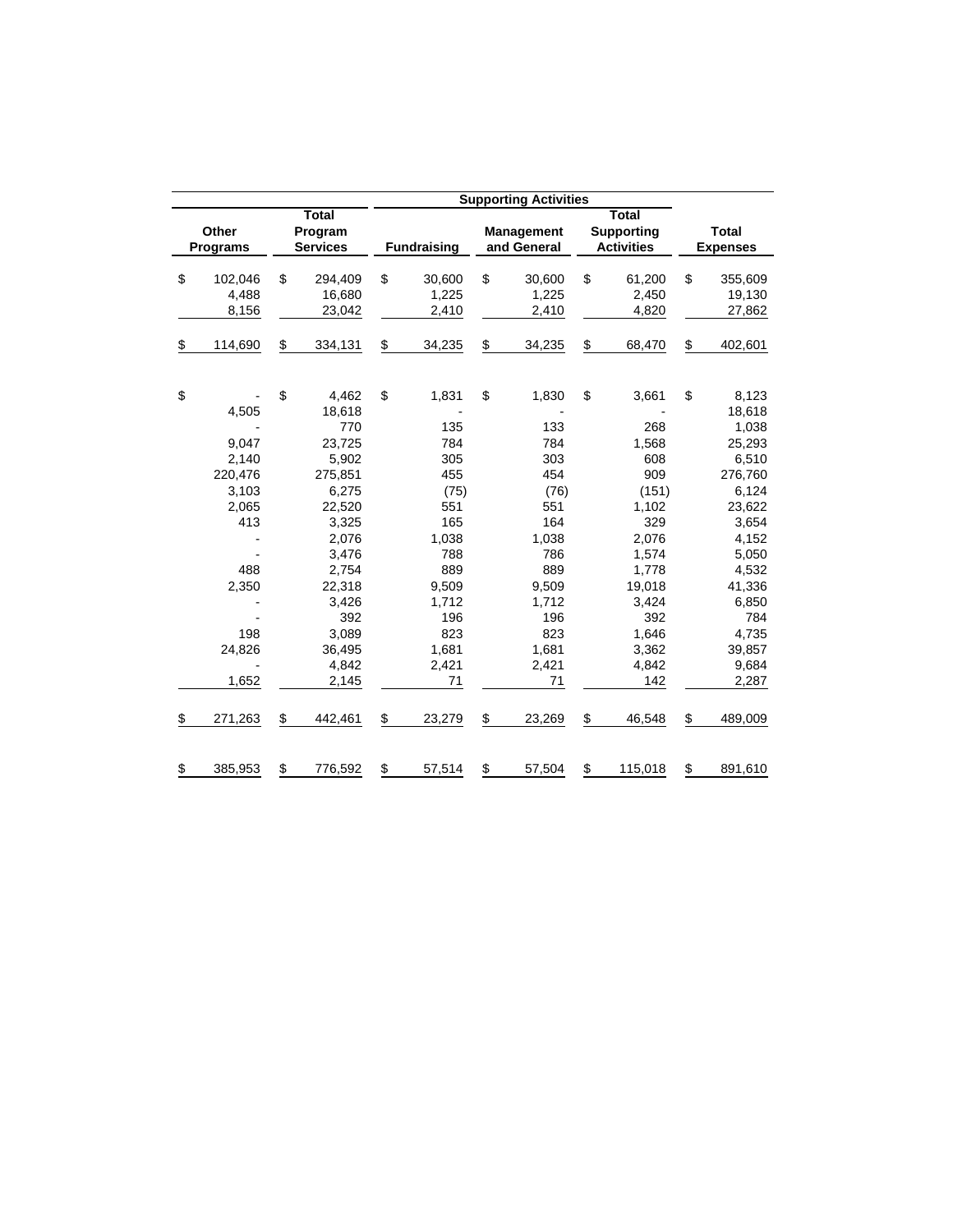| Other Programs | Total Program Services | Supporting Activities: Fundraising | Supporting Activities: Management and General | Supporting Activities: Total Supporting Activities | Total Expenses |
|---|---|---|---|---|---|
| $ 102,046 | $ 294,409 | $ 30,600 | $ 30,600 | $ 61,200 | $ 355,609 |
| 4,488 | 16,680 | 1,225 | 1,225 | 2,450 | 19,130 |
| 8,156 | 23,042 | 2,410 | 2,410 | 4,820 | 27,862 |
| $ 114,690 | $ 334,131 | $ 34,235 | $ 34,235 | $ 68,470 | $ 402,601 |
| | | | | | |
| $ - | $ 4,462 | $ 1,831 | $ 1,830 | $ 3,661 | $ 8,123 |
| 4,505 | 18,618 | - | - | - | 18,618 |
| - | 770 | 135 | 133 | 268 | 1,038 |
| 9,047 | 23,725 | 784 | 784 | 1,568 | 25,293 |
| 2,140 | 5,902 | 305 | 303 | 608 | 6,510 |
| 220,476 | 275,851 | 455 | 454 | 909 | 276,760 |
| 3,103 | 6,275 | (75) | (76) | (151) | 6,124 |
| 2,065 | 22,520 | 551 | 551 | 1,102 | 23,622 |
| 413 | 3,325 | 165 | 164 | 329 | 3,654 |
| - | 2,076 | 1,038 | 1,038 | 2,076 | 4,152 |
| - | 3,476 | 788 | 786 | 1,574 | 5,050 |
| 488 | 2,754 | 889 | 889 | 1,778 | 4,532 |
| 2,350 | 22,318 | 9,509 | 9,509 | 19,018 | 41,336 |
| - | 3,426 | 1,712 | 1,712 | 3,424 | 6,850 |
| - | 392 | 196 | 196 | 392 | 784 |
| 198 | 3,089 | 823 | 823 | 1,646 | 4,735 |
| 24,826 | 36,495 | 1,681 | 1,681 | 3,362 | 39,857 |
| - | 4,842 | 2,421 | 2,421 | 4,842 | 9,684 |
| 1,652 | 2,145 | 71 | 71 | 142 | 2,287 |
| $ 271,263 | $ 442,461 | $ 23,279 | $ 23,269 | $ 46,548 | $ 489,009 |
| | | | | | |
| $ 385,953 | $ 776,592 | $ 57,514 | $ 57,504 | $ 115,018 | $ 891,610 |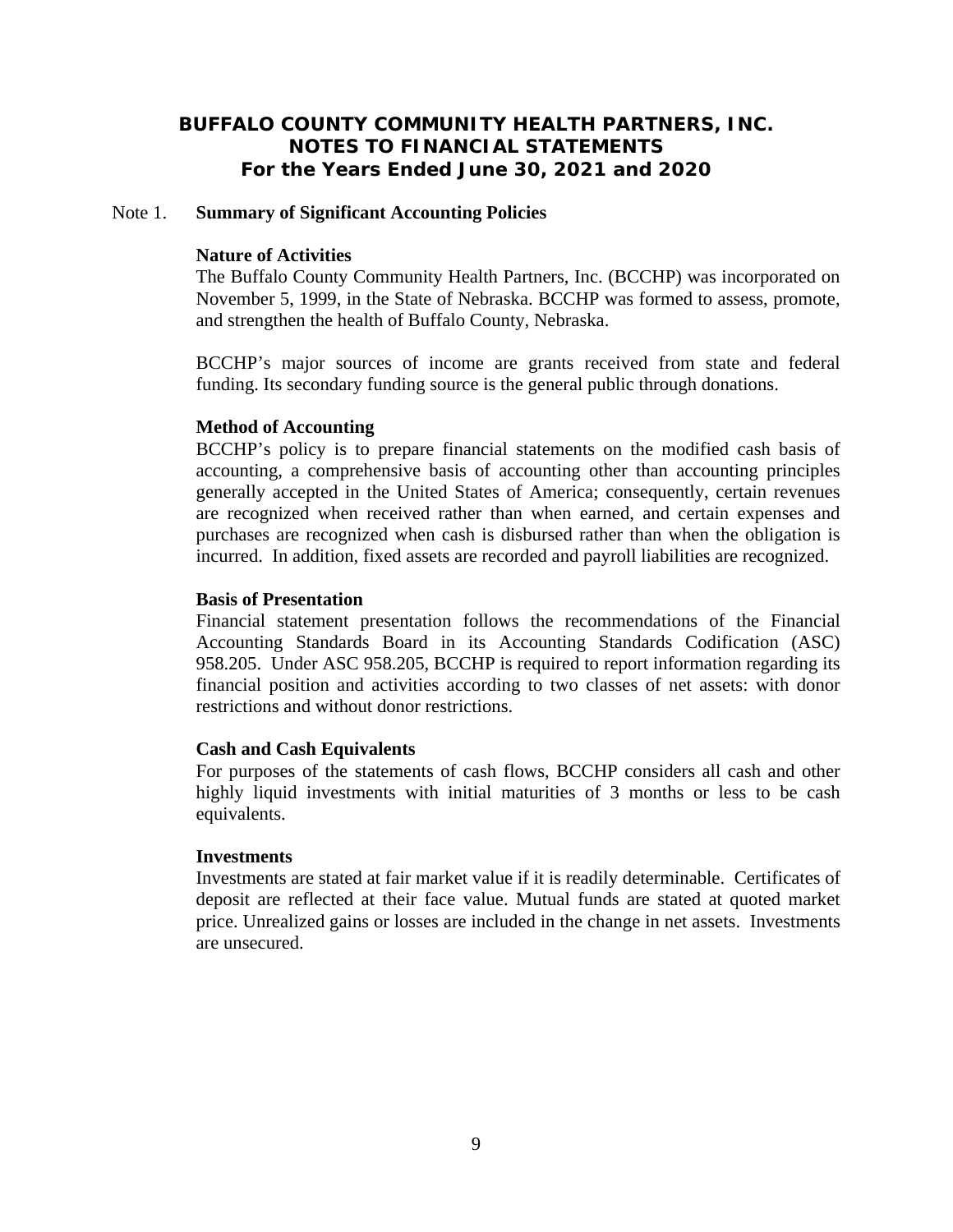# BUFFALO COUNTY COMMUNITY HEALTH PARTNERS, INC.
## NOTES TO FINANCIAL STATEMENTS
### For the Years Ended June 30, 2021 and 2020

Note 1. **Summary of Significant Accounting Policies**

**Nature of Activities**

The Buffalo County Community Health Partners, Inc. (BCCHP) was incorporated on November 5, 1999, in the State of Nebraska. BCCHP was formed to assess, promote, and strengthen the health of Buffalo County, Nebraska.

BCCHP's major sources of income are grants received from state and federal funding. Its secondary funding source is the general public through donations.

**Method of Accounting**

BCCHP's policy is to prepare financial statements on the modified cash basis of accounting, a comprehensive basis of accounting other than accounting principles generally accepted in the United States of America; consequently, certain revenues are recognized when received rather than when earned, and certain expenses and purchases are recognized when cash is disbursed rather than when the obligation is incurred. In addition, fixed assets are recorded and payroll liabilities are recognized.

**Basis of Presentation**

Financial statement presentation follows the recommendations of the Financial Accounting Standards Board in its Accounting Standards Codification (ASC) 958.205. Under ASC 958.205, BCCHP is required to report information regarding its financial position and activities according to two classes of net assets: with donor restrictions and without donor restrictions.

**Cash and Cash Equivalents**

For purposes of the statements of cash flows, BCCHP considers all cash and other highly liquid investments with initial maturities of 3 months or less to be cash equivalents.

**Investments**

Investments are stated at fair market value if it is readily determinable. Certificates of deposit are reflected at their face value. Mutual funds are stated at quoted market price. Unrealized gains or losses are included in the change in net assets. Investments are unsecured.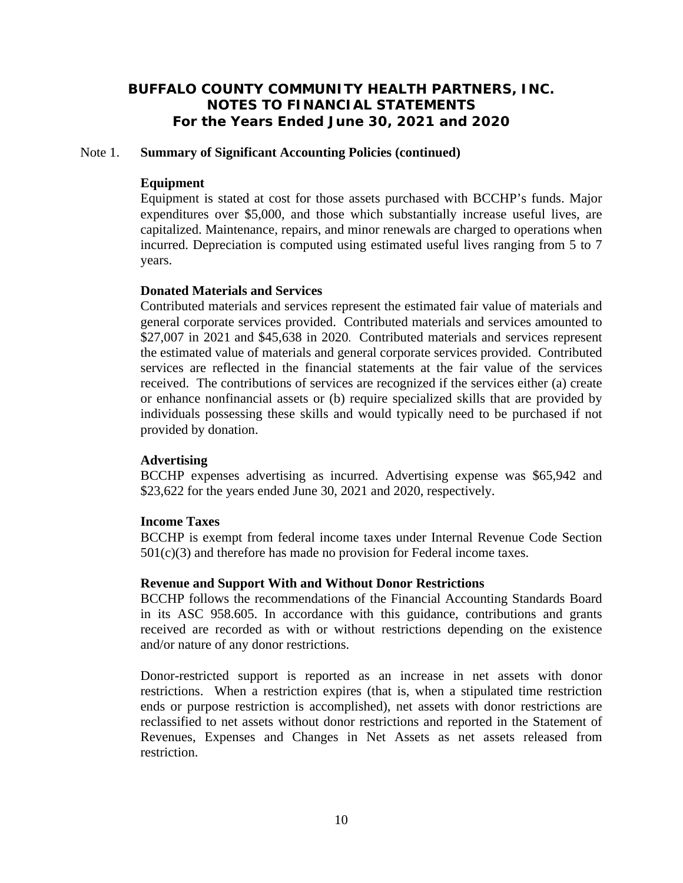# BUFFALO COUNTY COMMUNITY HEALTH PARTNERS, INC.
## NOTES TO FINANCIAL STATEMENTS
### For the Years Ended June 30, 2021 and 2020

Note 1. **Summary of Significant Accounting Policies (continued)**

**Equipment**

Equipment is stated at cost for those assets purchased with BCCHP's funds. Major expenditures over $5,000, and those which substantially increase useful lives, are capitalized. Maintenance, repairs, and minor renewals are charged to operations when incurred. Depreciation is computed using estimated useful lives ranging from 5 to 7 years.

**Donated Materials and Services**

Contributed materials and services represent the estimated fair value of materials and general corporate services provided. Contributed materials and services amounted to $27,007 in 2021 and $45,638 in 2020. Contributed materials and services represent the estimated value of materials and general corporate services provided. Contributed services are reflected in the financial statements at the fair value of the services received. The contributions of services are recognized if the services either (a) create or enhance nonfinancial assets or (b) require specialized skills that are provided by individuals possessing these skills and would typically need to be purchased if not provided by donation.

**Advertising**

BCCHP expenses advertising as incurred. Advertising expense was $65,942 and $23,622 for the years ended June 30, 2021 and 2020, respectively.

**Income Taxes**

BCCHP is exempt from federal income taxes under Internal Revenue Code Section 501(c)(3) and therefore has made no provision for Federal income taxes.

**Revenue and Support With and Without Donor Restrictions**

BCCHP follows the recommendations of the Financial Accounting Standards Board in its ASC 958.605. In accordance with this guidance, contributions and grants received are recorded as with or without restrictions depending on the existence and/or nature of any donor restrictions.

Donor-restricted support is reported as an increase in net assets with donor restrictions. When a restriction expires (that is, when a stipulated time restriction ends or purpose restriction is accomplished), net assets with donor restrictions are reclassified to net assets without donor restrictions and reported in the Statement of Revenues, Expenses and Changes in Net Assets as net assets released from restriction.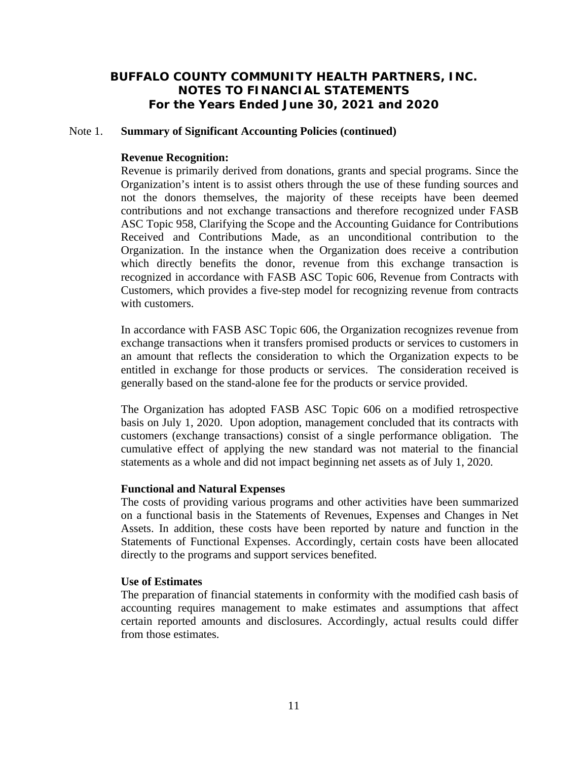## Note 1. Summary of Significant Accounting Policies (continued)

**Revenue Recognition:**

Revenue is primarily derived from donations, grants and special programs. Since the Organization's intent is to assist others through the use of these funding sources and not the donors themselves, the majority of these receipts have been deemed contributions and not exchange transactions and therefore recognized under FASB ASC Topic 958, Clarifying the Scope and the Accounting Guidance for Contributions Received and Contributions Made, as an unconditional contribution to the Organization. In the instance when the Organization does receive a contribution which directly benefits the donor, revenue from this exchange transaction is recognized in accordance with FASB ASC Topic 606, Revenue from Contracts with Customers, which provides a five-step model for recognizing revenue from contracts with customers.

In accordance with FASB ASC Topic 606, the Organization recognizes revenue from exchange transactions when it transfers promised products or services to customers in an amount that reflects the consideration to which the Organization expects to be entitled in exchange for those products or services. The consideration received is generally based on the stand-alone fee for the products or service provided.

The Organization has adopted FASB ASC Topic 606 on a modified retrospective basis on July 1, 2020. Upon adoption, management concluded that its contracts with customers (exchange transactions) consist of a single performance obligation. The cumulative effect of applying the new standard was not material to the financial statements as a whole and did not impact beginning net assets as of July 1, 2020.

**Functional and Natural Expenses**

The costs of providing various programs and other activities have been summarized on a functional basis in the Statements of Revenues, Expenses and Changes in Net Assets. In addition, these costs have been reported by nature and function in the Statements of Functional Expenses. Accordingly, certain costs have been allocated directly to the programs and support services benefited.

**Use of Estimates**

The preparation of financial statements in conformity with the modified cash basis of accounting requires management to make estimates and assumptions that affect certain reported amounts and disclosures. Accordingly, actual results could differ from those estimates.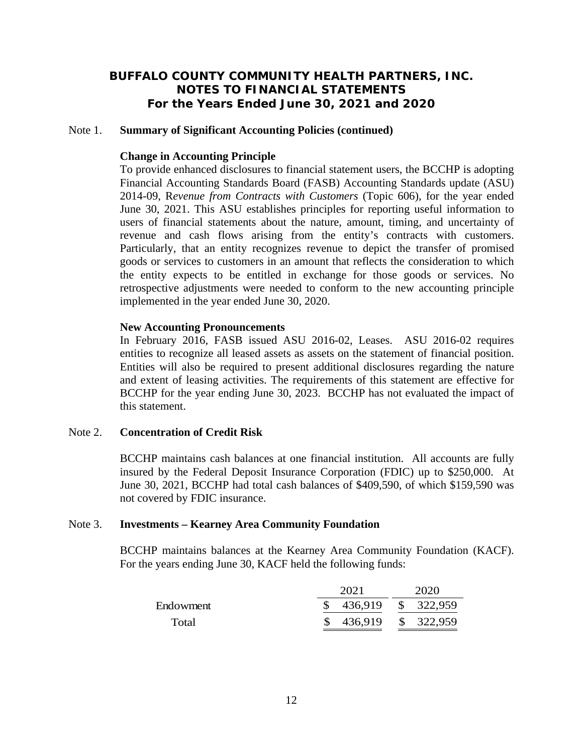# BUFFALO COUNTY COMMUNITY HEALTH PARTNERS, INC.
## NOTES TO FINANCIAL STATEMENTS
### For the Years Ended June 30, 2021 and 2020

Note 1. **Summary of Significant Accounting Policies (continued)**

**Change in Accounting Principle**

To provide enhanced disclosures to financial statement users, the BCCHP is adopting Financial Accounting Standards Board (FASB) Accounting Standards update (ASU) 2014-09, R*evenue from Contracts with Customers* (Topic 606), for the year ended June 30, 2021. This ASU establishes principles for reporting useful information to users of financial statements about the nature, amount, timing, and uncertainty of revenue and cash flows arising from the entity's contracts with customers. Particularly, that an entity recognizes revenue to depict the transfer of promised goods or services to customers in an amount that reflects the consideration to which the entity expects to be entitled in exchange for those goods or services. No retrospective adjustments were needed to conform to the new accounting principle implemented in the year ended June 30, 2020.

**New Accounting Pronouncements**

In February 2016, FASB issued ASU 2016-02, Leases. ASU 2016-02 requires entities to recognize all leased assets as assets on the statement of financial position. Entities will also be required to present additional disclosures regarding the nature and extent of leasing activities. The requirements of this statement are effective for BCCHP for the year ending June 30, 2023. BCCHP has not evaluated the impact of this statement.

Note 2. **Concentration of Credit Risk**

BCCHP maintains cash balances at one financial institution. All accounts are fully insured by the Federal Deposit Insurance Corporation (FDIC) up to $250,000. At June 30, 2021, BCCHP had total cash balances of $409,590, of which $159,590 was not covered by FDIC insurance.

Note 3. **Investments – Kearney Area Community Foundation**

BCCHP maintains balances at the Kearney Area Community Foundation (KACF). For the years ending June 30, KACF held the following funds:

| | 2021 | 2020 |
|---|---|---|
| Endowment | $ 436,919 | $ 322,959 |
| Total | $ 436,919 | $ 322,959 |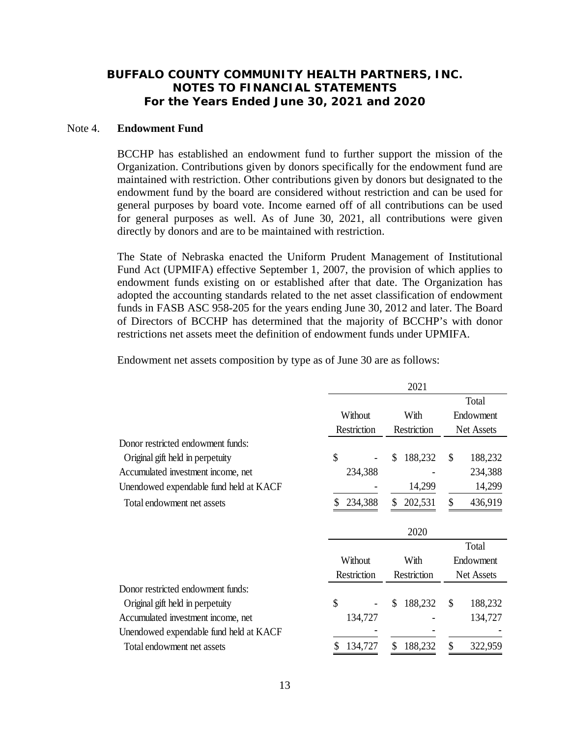# BUFFALO COUNTY COMMUNITY HEALTH PARTNERS, INC.
## NOTES TO FINANCIAL STATEMENTS
### For the Years Ended June 30, 2021 and 2020

Note 4. **Endowment Fund**

BCCHP has established an endowment fund to further support the mission of the Organization. Contributions given by donors specifically for the endowment fund are maintained with restriction. Other contributions given by donors but designated to the endowment fund by the board are considered without restriction and can be used for general purposes by board vote. Income earned off of all contributions can be used for general purposes as well. As of June 30, 2021, all contributions were given directly by donors and are to be maintained with restriction.

The State of Nebraska enacted the Uniform Prudent Management of Institutional Fund Act (UPMIFA) effective September 1, 2007, the provision of which applies to endowment funds existing on or established after that date. The Organization has adopted the accounting standards related to the net asset classification of endowment funds in FASB ASC 958-205 for the years ending June 30, 2012 and later. The Board of Directors of BCCHP has determined that the majority of BCCHP's with donor restrictions net assets meet the definition of endowment funds under UPMIFA.

Endowment net assets composition by type as of June 30 are as follows:

| | 2021 | | |
|---|---|---|---|
| | Without Restriction | With Restriction | Total Endowment Net Assets |
| Donor restricted endowment funds: | | | |
| Original gift held in perpetuity | $ - | $ 188,232 | $ 188,232 |
| Accumulated investment income, net | 234,388 | - | 234,388 |
| Unendowed expendable fund held at KACF | - | 14,299 | 14,299 |
| Total endowment net assets | $ 234,388 | $ 202,531 | $ 436,919 |

| | 2020 | | |
|---|---|---|---|
| | Without Restriction | With Restriction | Total Endowment Net Assets |
| Donor restricted endowment funds: | | | |
| Original gift held in perpetuity | $ - | $ 188,232 | $ 188,232 |
| Accumulated investment income, net | 134,727 | - | 134,727 |
| Unendowed expendable fund held at KACF | - | - | - |
| Total endowment net assets | $ 134,727 | $ 188,232 | $ 322,959 |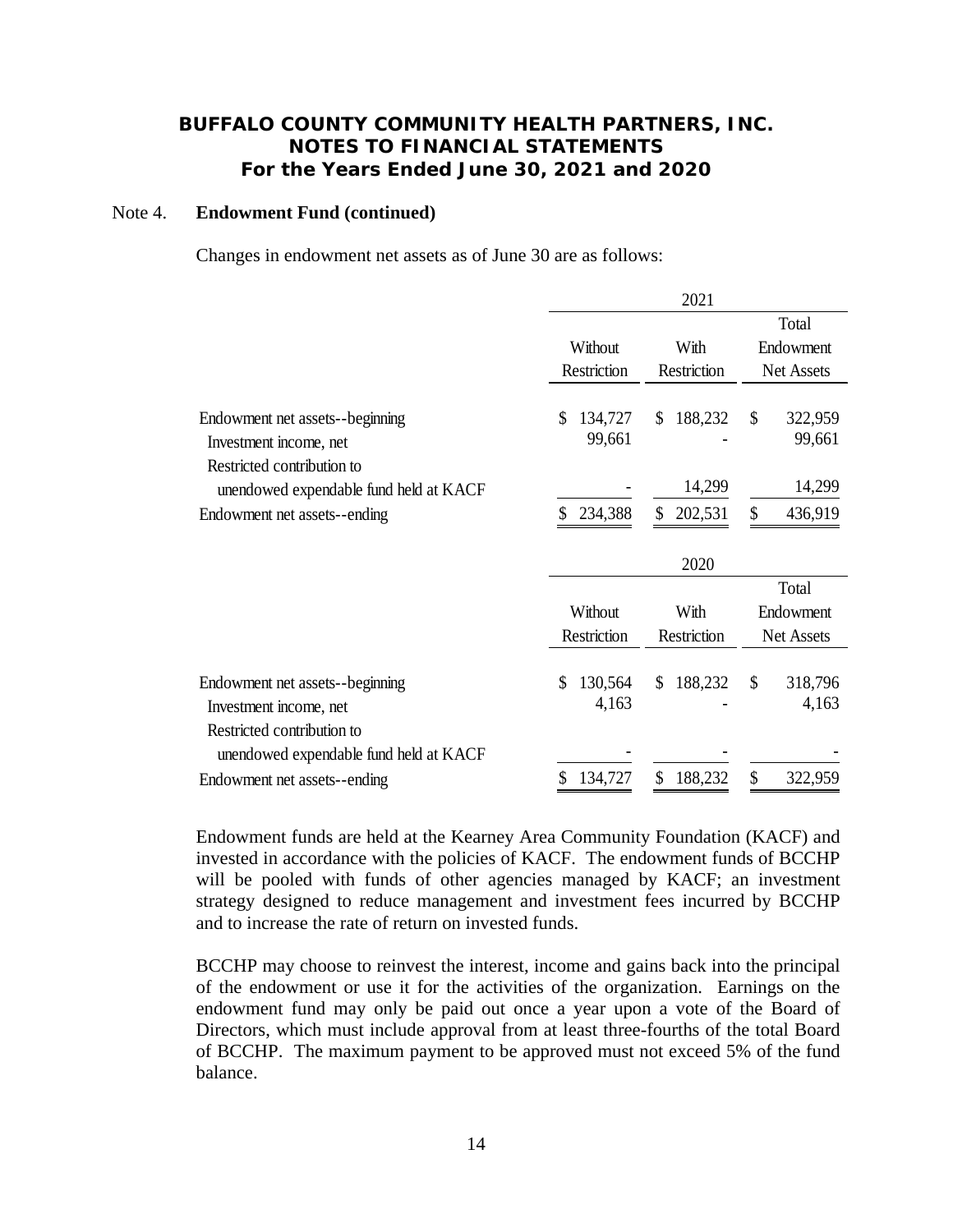# BUFFALO COUNTY COMMUNITY HEALTH PARTNERS, INC.
## NOTES TO FINANCIAL STATEMENTS
### For the Years Ended June 30, 2021 and 2020

Note 4. **Endowment Fund (continued)**

Changes in endowment net assets as of June 30 are as follows:

| | 2021 | | |
|---|---|---|---|
| | Without Restriction | With Restriction | Total Endowment Net Assets |
| Endowment net assets--beginning | $ 134,727 | $ 188,232 | $ 322,959 |
| Investment income, net | 99,661 | - | 99,661 |
| Restricted contribution to unendowed expendable fund held at KACF | - | 14,299 | 14,299 |
| Endowment net assets--ending | $ 234,388 | $ 202,531 | $ 436,919 |

| | 2020 | | |
|---|---|---|---|
| | Without Restriction | With Restriction | Total Endowment Net Assets |
| Endowment net assets--beginning | $ 130,564 | $ 188,232 | $ 318,796 |
| Investment income, net | 4,163 | - | 4,163 |
| Restricted contribution to unendowed expendable fund held at KACF | - | - | - |
| Endowment net assets--ending | $ 134,727 | $ 188,232 | $ 322,959 |

Endowment funds are held at the Kearney Area Community Foundation (KACF) and invested in accordance with the policies of KACF. The endowment funds of BCCHP will be pooled with funds of other agencies managed by KACF; an investment strategy designed to reduce management and investment fees incurred by BCCHP and to increase the rate of return on invested funds.

BCCHP may choose to reinvest the interest, income and gains back into the principal of the endowment or use it for the activities of the organization. Earnings on the endowment fund may only be paid out once a year upon a vote of the Board of Directors, which must include approval from at least three-fourths of the total Board of BCCHP. The maximum payment to be approved must not exceed 5% of the fund balance.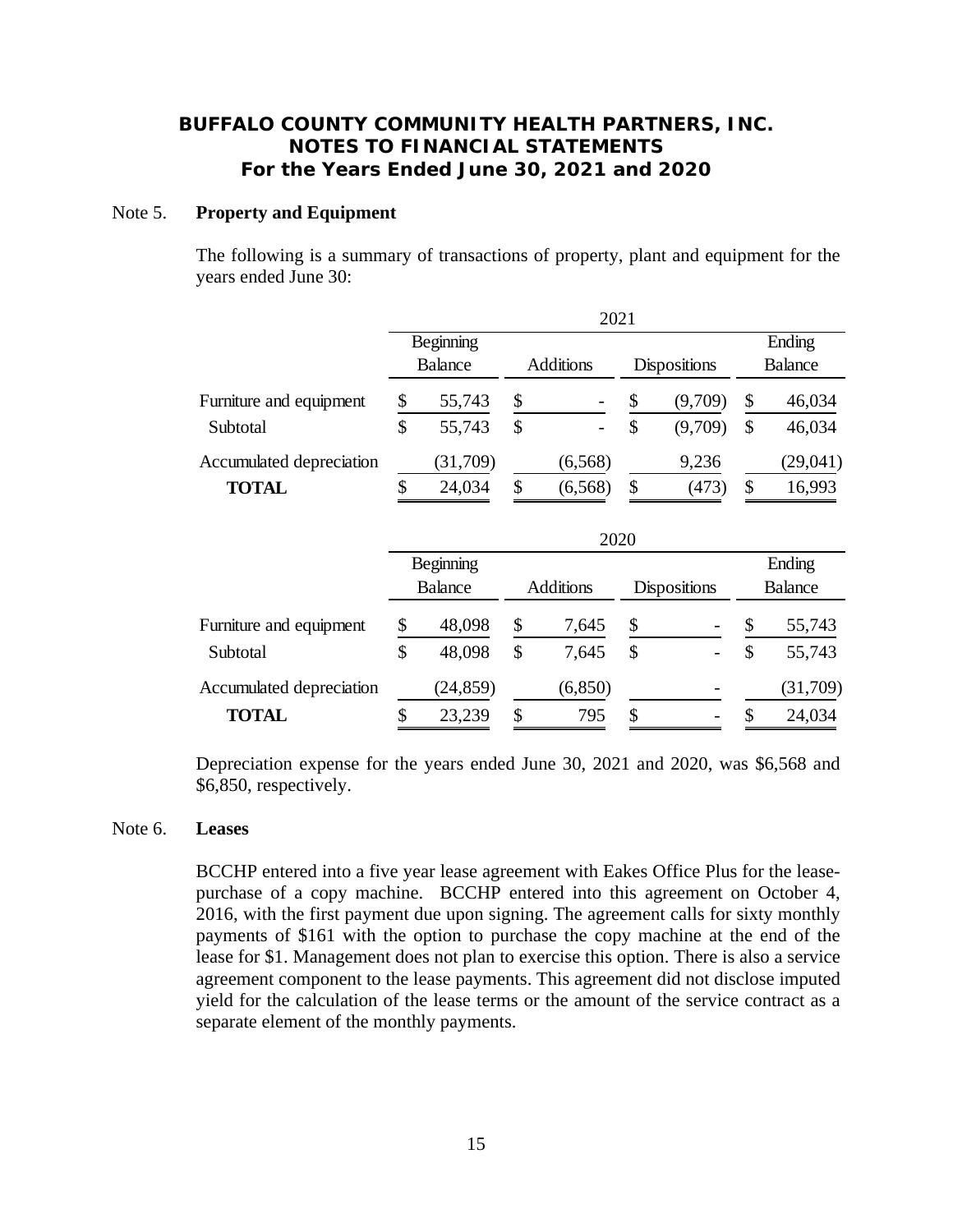**BUFFALO COUNTY COMMUNITY HEALTH PARTNERS, INC.**
**NOTES TO FINANCIAL STATEMENTS**
**For the Years Ended June 30, 2021 and 2020**

## Note 5. Property and Equipment

The following is a summary of transactions of property, plant and equipment for the years ended June 30:

| | 2021 | | | |
|---|---|---|---|---|
| | Beginning Balance | Additions | Dispositions | Ending Balance |
| Furniture and equipment | $ 55,743 | $ - | $ (9,709) | $ 46,034 |
| Subtotal | $ 55,743 | $ - | $ (9,709) | $ 46,034 |
| Accumulated depreciation | (31,709) | (6,568) | 9,236 | (29,041) |
| **TOTAL** | $ 24,034 | $ (6,568) | $ (473) | $ 16,993 |

| | 2020 | | | |
|---|---|---|---|---|
| | Beginning Balance | Additions | Dispositions | Ending Balance |
| Furniture and equipment | $ 48,098 | $ 7,645 | $ - | $ 55,743 |
| Subtotal | $ 48,098 | $ 7,645 | $ - | $ 55,743 |
| Accumulated depreciation | (24,859) | (6,850) | - | (31,709) |
| **TOTAL** | $ 23,239 | $ 795 | $ - | $ 24,034 |

Depreciation expense for the years ended June 30, 2021 and 2020, was $6,568 and $6,850, respectively.

## Note 6. Leases

BCCHP entered into a five year lease agreement with Eakes Office Plus for the lease-purchase of a copy machine. BCCHP entered into this agreement on October 4, 2016, with the first payment due upon signing. The agreement calls for sixty monthly payments of $161 with the option to purchase the copy machine at the end of the lease for $1. Management does not plan to exercise this option. There is also a service agreement component to the lease payments. This agreement did not disclose imputed yield for the calculation of the lease terms or the amount of the service contract as a separate element of the monthly payments.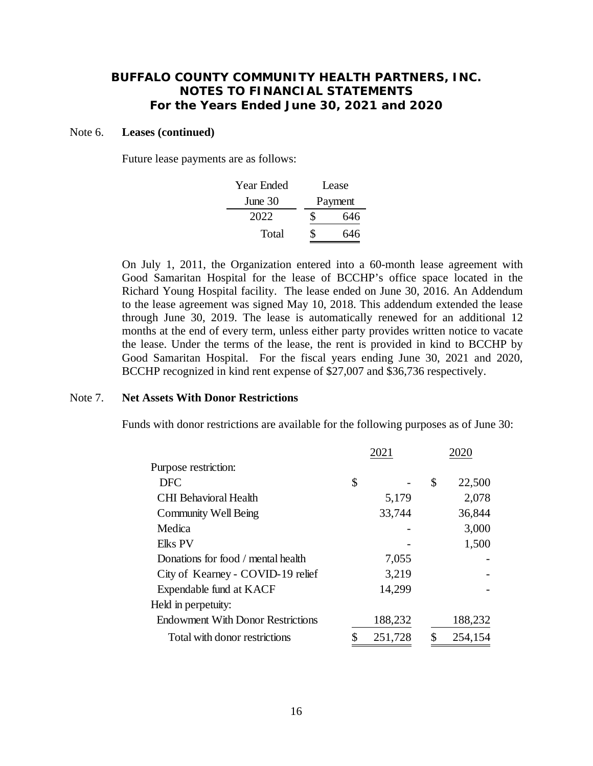## BUFFALO COUNTY COMMUNITY HEALTH PARTNERS, INC.
## NOTES TO FINANCIAL STATEMENTS
## For the Years Ended June 30, 2021 and 2020

Note 6. **Leases (continued)**

Future lease payments are as follows:

| Year Ended June 30 | Lease Payment |
|---|---|
| 2022 | $ 646 |
| Total | $ 646 |

On July 1, 2011, the Organization entered into a 60-month lease agreement with Good Samaritan Hospital for the lease of BCCHP's office space located in the Richard Young Hospital facility. The lease ended on June 30, 2016. An Addendum to the lease agreement was signed May 10, 2018. This addendum extended the lease through June 30, 2019. The lease is automatically renewed for an additional 12 months at the end of every term, unless either party provides written notice to vacate the lease. Under the terms of the lease, the rent is provided in kind to BCCHP by Good Samaritan Hospital. For the fiscal years ending June 30, 2021 and 2020, BCCHP recognized in kind rent expense of $27,007 and $36,736 respectively.

Note 7. **Net Assets With Donor Restrictions**

Funds with donor restrictions are available for the following purposes as of June 30:

| | 2021 | 2020 |
|---|---|---|
| Purpose restriction: | | |
| DFC | $ - | $ 22,500 |
| CHI Behavioral Health | 5,179 | 2,078 |
| Community Well Being | 33,744 | 36,844 |
| Medica | - | 3,000 |
| Elks PV | - | 1,500 |
| Donations for food / mental health | 7,055 | - |
| City of Kearney - COVID-19 relief | 3,219 | - |
| Expendable fund at KACF | 14,299 | - |
| Held in perpetuity: | | |
| Endowment With Donor Restrictions | 188,232 | 188,232 |
| Total with donor restrictions | $ 251,728 | $ 254,154 |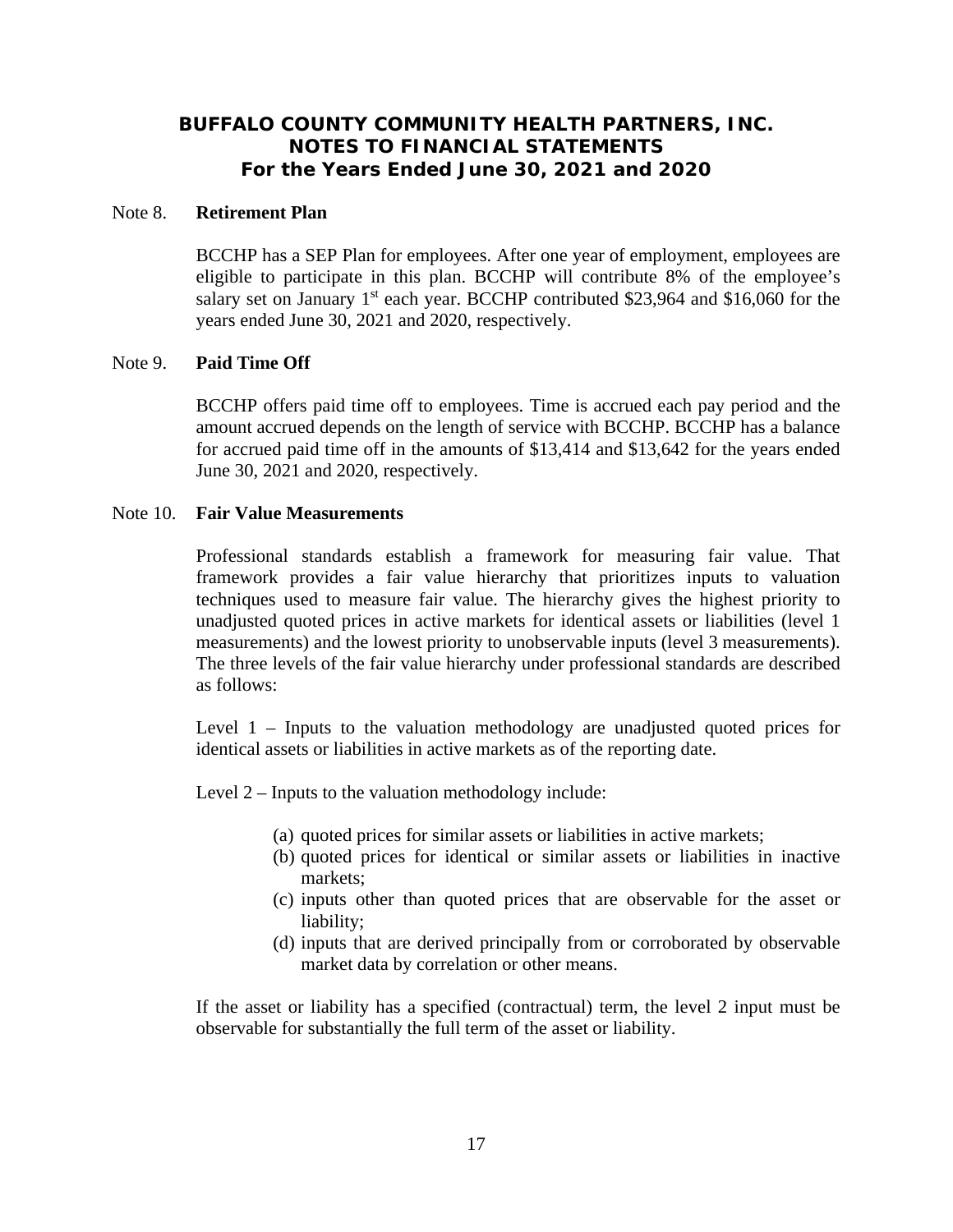# BUFFALO COUNTY COMMUNITY HEALTH PARTNERS, INC.
## NOTES TO FINANCIAL STATEMENTS
### For the Years Ended June 30, 2021 and 2020

Note 8. **Retirement Plan**

BCCHP has a SEP Plan for employees. After one year of employment, employees are eligible to participate in this plan. BCCHP will contribute 8% of the employee's salary set on January 1st each year. BCCHP contributed $23,964 and $16,060 for the years ended June 30, 2021 and 2020, respectively.

Note 9. **Paid Time Off**

BCCHP offers paid time off to employees. Time is accrued each pay period and the amount accrued depends on the length of service with BCCHP. BCCHP has a balance for accrued paid time off in the amounts of $13,414 and $13,642 for the years ended June 30, 2021 and 2020, respectively.

Note 10. **Fair Value Measurements**

Professional standards establish a framework for measuring fair value. That framework provides a fair value hierarchy that prioritizes inputs to valuation techniques used to measure fair value. The hierarchy gives the highest priority to unadjusted quoted prices in active markets for identical assets or liabilities (level 1 measurements) and the lowest priority to unobservable inputs (level 3 measurements). The three levels of the fair value hierarchy under professional standards are described as follows:

Level 1 – Inputs to the valuation methodology are unadjusted quoted prices for identical assets or liabilities in active markets as of the reporting date.

Level 2 – Inputs to the valuation methodology include:

(a) quoted prices for similar assets or liabilities in active markets;
(b) quoted prices for identical or similar assets or liabilities in inactive markets;
(c) inputs other than quoted prices that are observable for the asset or liability;
(d) inputs that are derived principally from or corroborated by observable market data by correlation or other means.

If the asset or liability has a specified (contractual) term, the level 2 input must be observable for substantially the full term of the asset or liability.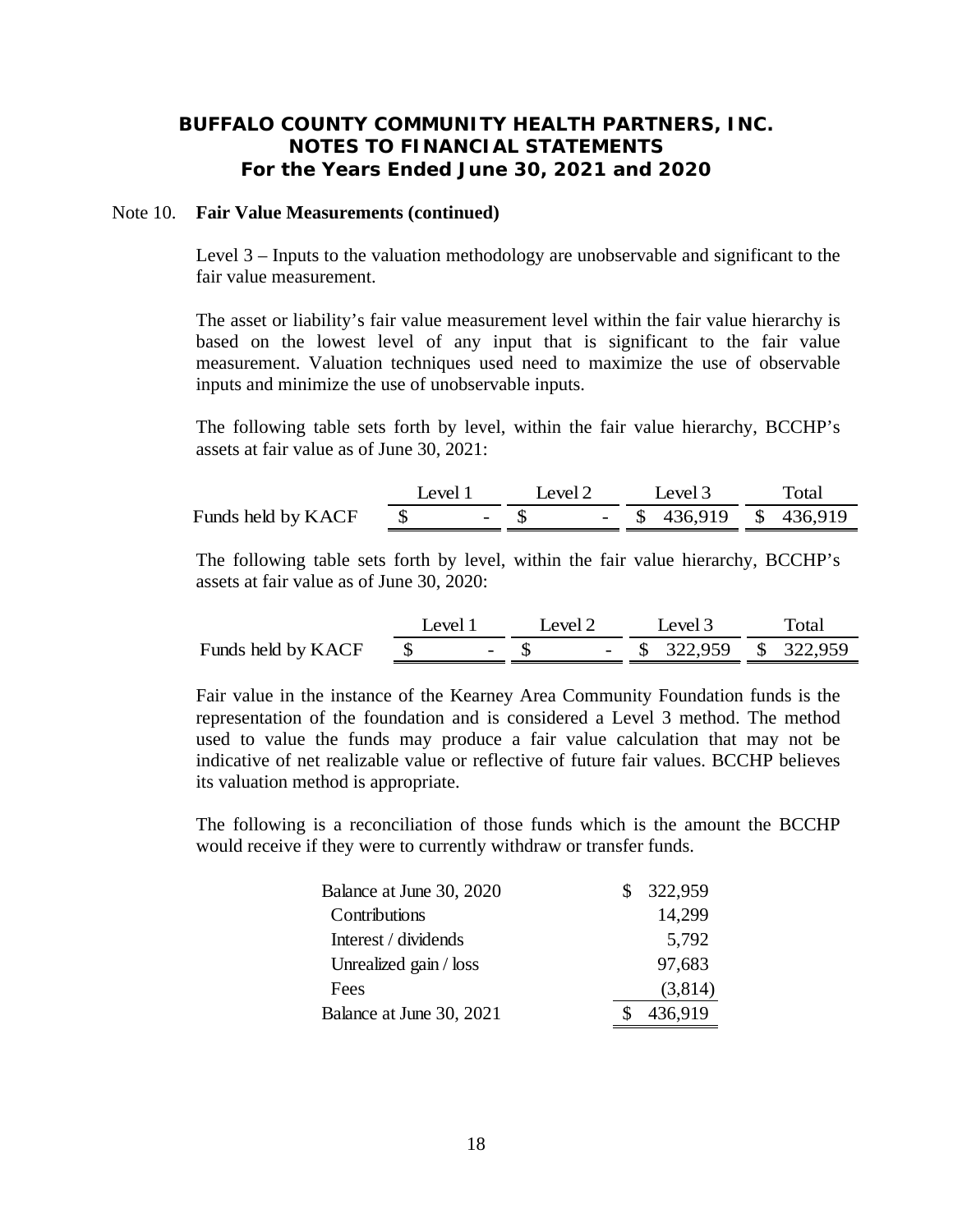Note 10. **Fair Value Measurements (continued)**

Level 3 – Inputs to the valuation methodology are unobservable and significant to the fair value measurement.

The asset or liability's fair value measurement level within the fair value hierarchy is based on the lowest level of any input that is significant to the fair value measurement. Valuation techniques used need to maximize the use of observable inputs and minimize the use of unobservable inputs.

The following table sets forth by level, within the fair value hierarchy, BCCHP's assets at fair value as of June 30, 2021:

| | Level 1 | Level 2 | Level 3 | Total |
|---|---|---|---|---|
| Funds held by KACF | $ - | $ - | $ 436,919 | $ 436,919 |

The following table sets forth by level, within the fair value hierarchy, BCCHP's assets at fair value as of June 30, 2020:

| | Level 1 | Level 2 | Level 3 | Total |
|---|---|---|---|---|
| Funds held by KACF | $ - | $ - | $ 322,959 | $ 322,959 |

Fair value in the instance of the Kearney Area Community Foundation funds is the representation of the foundation and is considered a Level 3 method. The method used to value the funds may produce a fair value calculation that may not be indicative of net realizable value or reflective of future fair values. BCCHP believes its valuation method is appropriate.

The following is a reconciliation of those funds which is the amount the BCCHP would receive if they were to currently withdraw or transfer funds.

| | |
|---|---|
| Balance at June 30, 2020 | $ 322,959 |
| Contributions | 14,299 |
| Interest / dividends | 5,792 |
| Unrealized gain / loss | 97,683 |
| Fees | (3,814) |
| Balance at June 30, 2021 | $ 436,919 |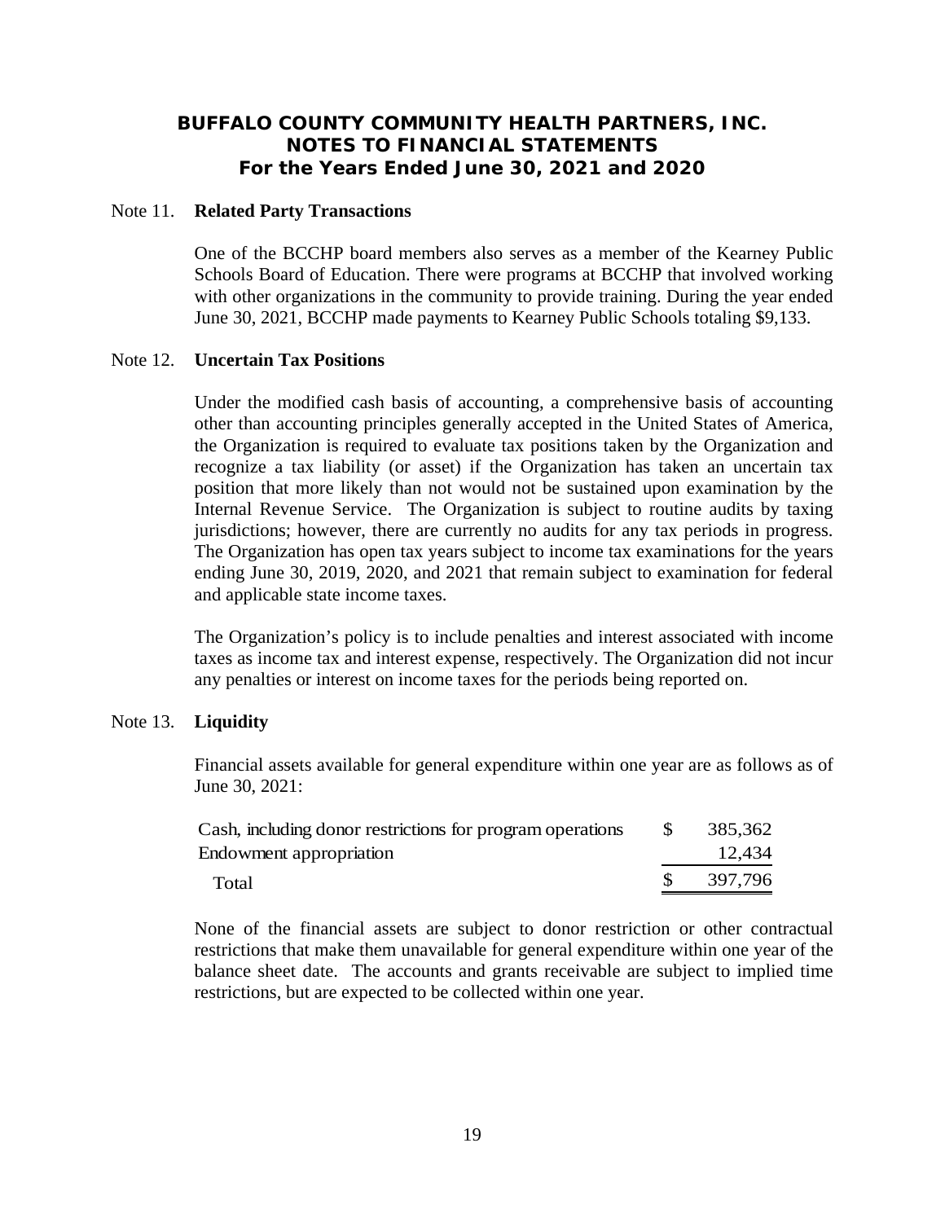# BUFFALO COUNTY COMMUNITY HEALTH PARTNERS, INC.
## NOTES TO FINANCIAL STATEMENTS
### For the Years Ended June 30, 2021 and 2020

Note 11. **Related Party Transactions**

One of the BCCHP board members also serves as a member of the Kearney Public Schools Board of Education. There were programs at BCCHP that involved working with other organizations in the community to provide training. During the year ended June 30, 2021, BCCHP made payments to Kearney Public Schools totaling $9,133.

Note 12. **Uncertain Tax Positions**

Under the modified cash basis of accounting, a comprehensive basis of accounting other than accounting principles generally accepted in the United States of America, the Organization is required to evaluate tax positions taken by the Organization and recognize a tax liability (or asset) if the Organization has taken an uncertain tax position that more likely than not would not be sustained upon examination by the Internal Revenue Service. The Organization is subject to routine audits by taxing jurisdictions; however, there are currently no audits for any tax periods in progress. The Organization has open tax years subject to income tax examinations for the years ending June 30, 2019, 2020, and 2021 that remain subject to examination for federal and applicable state income taxes.

The Organization's policy is to include penalties and interest associated with income taxes as income tax and interest expense, respectively. The Organization did not incur any penalties or interest on income taxes for the periods being reported on.

Note 13. **Liquidity**

Financial assets available for general expenditure within one year are as follows as of June 30, 2021:

| | |
|---|---|
| Cash, including donor restrictions for program operations | $ 385,362 |
| Endowment appropriation | 12,434 |
| Total | $ 397,796 |

None of the financial assets are subject to donor restriction or other contractual restrictions that make them unavailable for general expenditure within one year of the balance sheet date. The accounts and grants receivable are subject to implied time restrictions, but are expected to be collected within one year.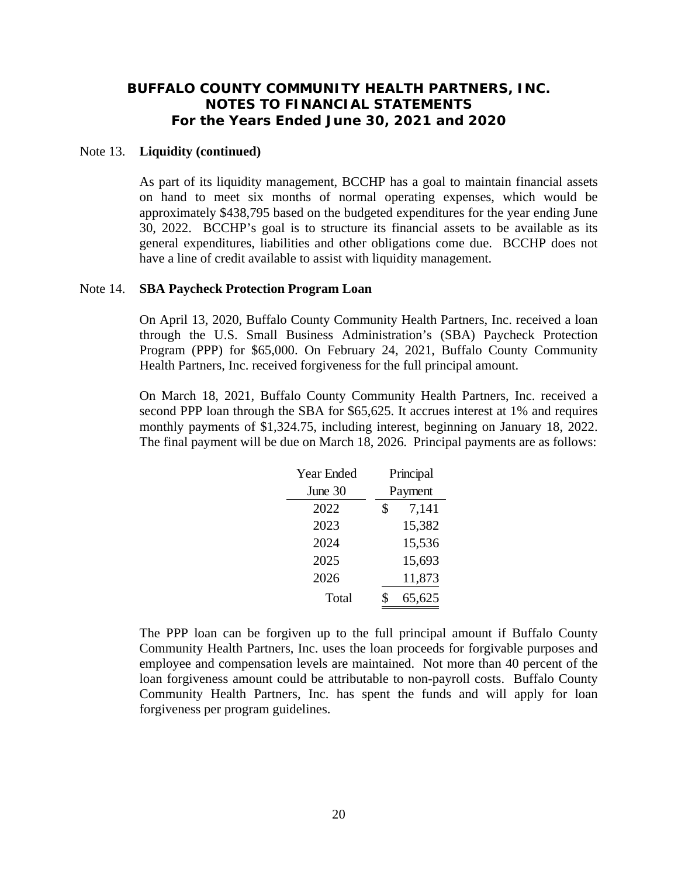# BUFFALO COUNTY COMMUNITY HEALTH PARTNERS, INC.
## NOTES TO FINANCIAL STATEMENTS
### For the Years Ended June 30, 2021 and 2020

Note 13. **Liquidity (continued)**

As part of its liquidity management, BCCHP has a goal to maintain financial assets on hand to meet six months of normal operating expenses, which would be approximately $438,795 based on the budgeted expenditures for the year ending June 30, 2022. BCCHP's goal is to structure its financial assets to be available as its general expenditures, liabilities and other obligations come due. BCCHP does not have a line of credit available to assist with liquidity management.

Note 14. **SBA Paycheck Protection Program Loan**

On April 13, 2020, Buffalo County Community Health Partners, Inc. received a loan through the U.S. Small Business Administration's (SBA) Paycheck Protection Program (PPP) for $65,000. On February 24, 2021, Buffalo County Community Health Partners, Inc. received forgiveness for the full principal amount.

On March 18, 2021, Buffalo County Community Health Partners, Inc. received a second PPP loan through the SBA for $65,625. It accrues interest at 1% and requires monthly payments of $1,324.75, including interest, beginning on January 18, 2022. The final payment will be due on March 18, 2026. Principal payments are as follows:

| Year Ended June 30 | Principal Payment |
|---|---|
| 2022 | $ 7,141 |
| 2023 | 15,382 |
| 2024 | 15,536 |
| 2025 | 15,693 |
| 2026 | 11,873 |
| Total | $ 65,625 |

The PPP loan can be forgiven up to the full principal amount if Buffalo County Community Health Partners, Inc. uses the loan proceeds for forgivable purposes and employee and compensation levels are maintained. Not more than 40 percent of the loan forgiveness amount could be attributable to non-payroll costs. Buffalo County Community Health Partners, Inc. has spent the funds and will apply for loan forgiveness per program guidelines.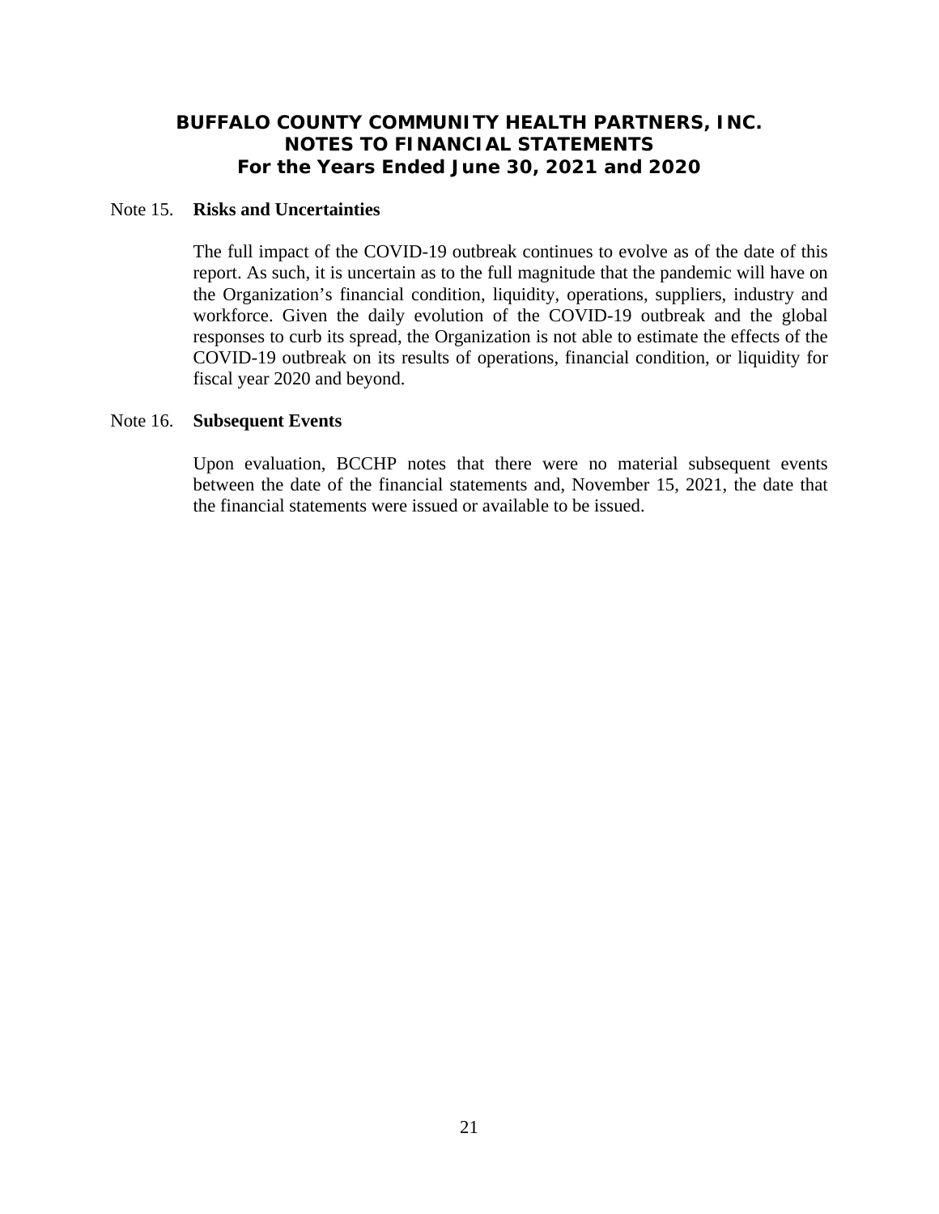# BUFFALO COUNTY COMMUNITY HEALTH PARTNERS, INC.
## NOTES TO FINANCIAL STATEMENTS
### For the Years Ended June 30, 2021 and 2020

Note 15. **Risks and Uncertainties**

The full impact of the COVID-19 outbreak continues to evolve as of the date of this report. As such, it is uncertain as to the full magnitude that the pandemic will have on the Organization's financial condition, liquidity, operations, suppliers, industry and workforce. Given the daily evolution of the COVID-19 outbreak and the global responses to curb its spread, the Organization is not able to estimate the effects of the COVID-19 outbreak on its results of operations, financial condition, or liquidity for fiscal year 2020 and beyond.

Note 16. **Subsequent Events**

Upon evaluation, BCCHP notes that there were no material subsequent events between the date of the financial statements and, November 15, 2021, the date that the financial statements were issued or available to be issued.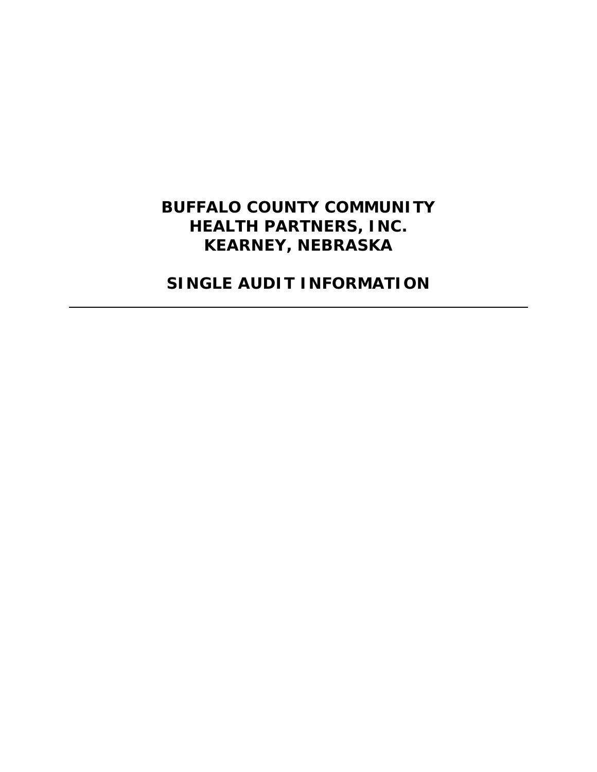# BUFFALO COUNTY COMMUNITY HEALTH PARTNERS, INC. KEARNEY, NEBRASKA

## SINGLE AUDIT INFORMATION

---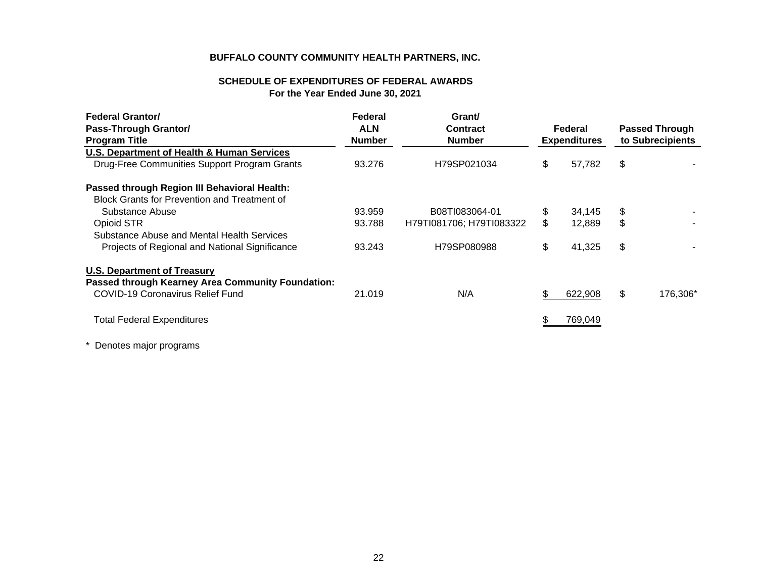**BUFFALO COUNTY COMMUNITY HEALTH PARTNERS, INC.**

**SCHEDULE OF EXPENDITURES OF FEDERAL AWARDS**
**For the Year Ended June 30, 2021**

| Federal Grantor/ Pass-Through Grantor/ Program Title | Federal ALN Number | Grant/ Contract Number | Federal Expenditures | Passed Through to Subrecipients |
|---|---|---|---|---|
| **U.S. Department of Health & Human Services** | | | | |
| Drug-Free Communities Support Program Grants | 93.276 | H79SP021034 | $ 57,782 | $ - |
| **Passed through Region III Behavioral Health:** | | | | |
| Block Grants for Prevention and Treatment of Substance Abuse | 93.959 | B08TI083064-01 | $ 34,145 | $ - |
| Opioid STR | 93.788 | H79TI081706; H79TI083322 | $ 12,889 | $ - |
| Substance Abuse and Mental Health Services Projects of Regional and National Significance | 93.243 | H79SP080988 | $ 41,325 | $ - |
| **U.S. Department of Treasury** | | | | |
| **Passed through Kearney Area Community Foundation:** | | | | |
| COVID-19 Coronavirus Relief Fund | 21.019 | N/A | $ 622,908 | $ 176,306* |
| Total Federal Expenditures | | | $ 769,049 | |

\* Denotes major programs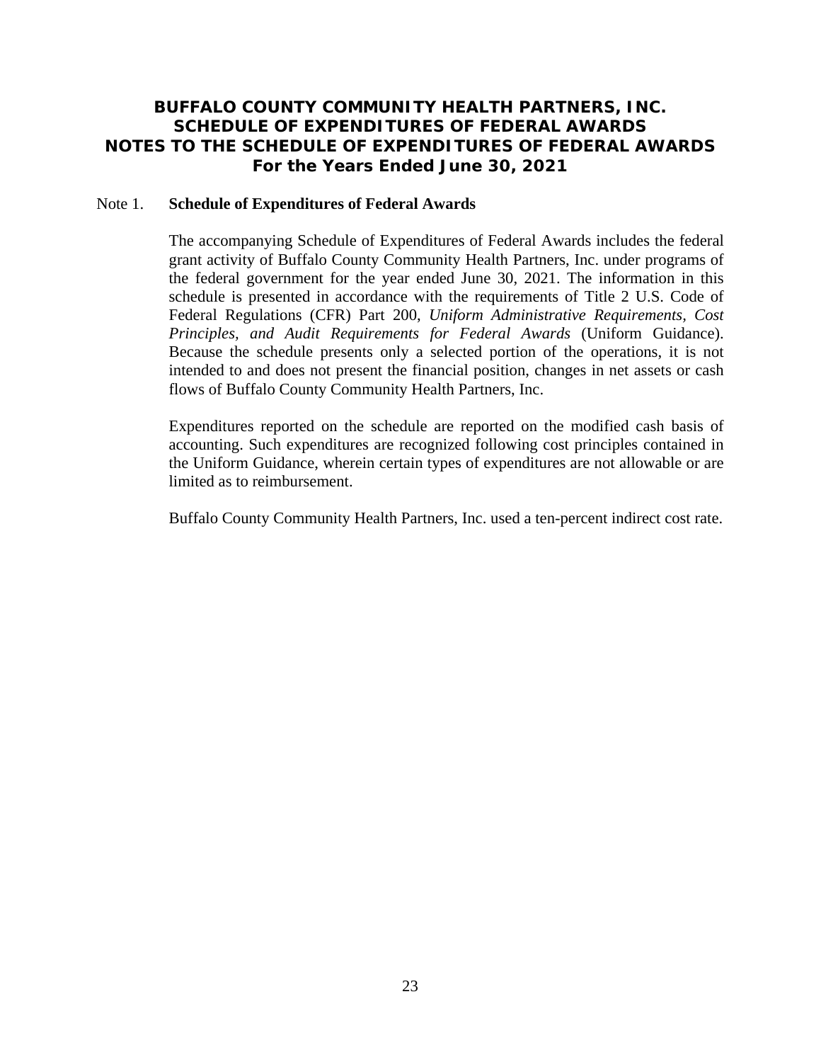# BUFFALO COUNTY COMMUNITY HEALTH PARTNERS, INC.
## SCHEDULE OF EXPENDITURES OF FEDERAL AWARDS
## NOTES TO THE SCHEDULE OF EXPENDITURES OF FEDERAL AWARDS
### For the Years Ended June 30, 2021

Note 1. **Schedule of Expenditures of Federal Awards**

The accompanying Schedule of Expenditures of Federal Awards includes the federal grant activity of Buffalo County Community Health Partners, Inc. under programs of the federal government for the year ended June 30, 2021. The information in this schedule is presented in accordance with the requirements of Title 2 U.S. Code of Federal Regulations (CFR) Part 200, *Uniform Administrative Requirements, Cost Principles, and Audit Requirements for Federal Awards* (Uniform Guidance). Because the schedule presents only a selected portion of the operations, it is not intended to and does not present the financial position, changes in net assets or cash flows of Buffalo County Community Health Partners, Inc.

Expenditures reported on the schedule are reported on the modified cash basis of accounting. Such expenditures are recognized following cost principles contained in the Uniform Guidance, wherein certain types of expenditures are not allowable or are limited as to reimbursement.

Buffalo County Community Health Partners, Inc. used a ten-percent indirect cost rate.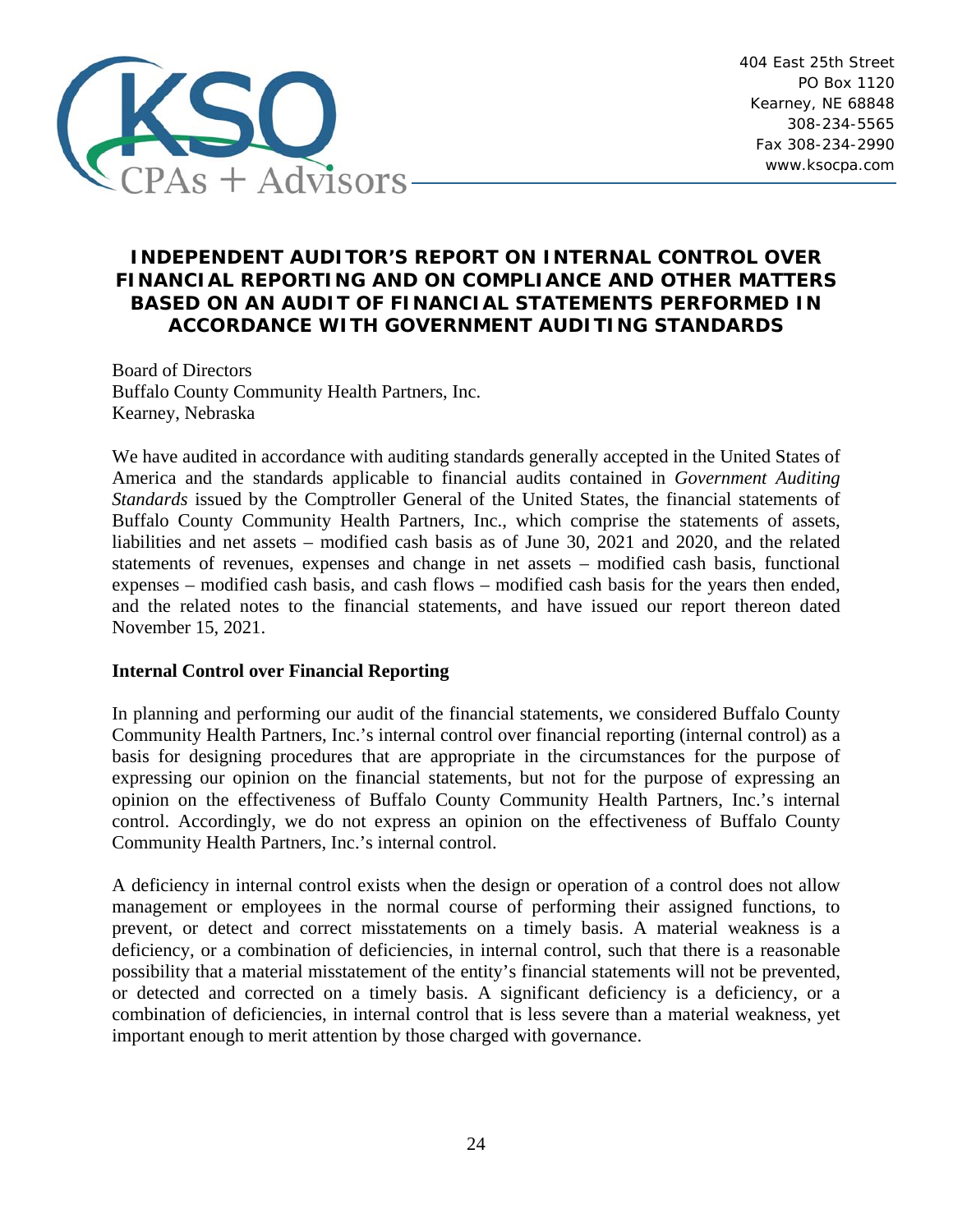404 East 25th Street
PO Box 1120
Kearney, NE 68848
308-234-5565
Fax 308-234-2990
www.ksocpa.com

# INDEPENDENT AUDITOR'S REPORT ON INTERNAL CONTROL OVER FINANCIAL REPORTING AND ON COMPLIANCE AND OTHER MATTERS BASED ON AN AUDIT OF FINANCIAL STATEMENTS PERFORMED IN ACCORDANCE WITH GOVERNMENT AUDITING STANDARDS

Board of Directors
Buffalo County Community Health Partners, Inc.
Kearney, Nebraska

We have audited in accordance with auditing standards generally accepted in the United States of America and the standards applicable to financial audits contained in *Government Auditing Standards* issued by the Comptroller General of the United States, the financial statements of Buffalo County Community Health Partners, Inc., which comprise the statements of assets, liabilities and net assets – modified cash basis as of June 30, 2021 and 2020, and the related statements of revenues, expenses and change in net assets – modified cash basis, functional expenses – modified cash basis, and cash flows – modified cash basis for the years then ended, and the related notes to the financial statements, and have issued our report thereon dated November 15, 2021.

**Internal Control over Financial Reporting**

In planning and performing our audit of the financial statements, we considered Buffalo County Community Health Partners, Inc.'s internal control over financial reporting (internal control) as a basis for designing procedures that are appropriate in the circumstances for the purpose of expressing our opinion on the financial statements, but not for the purpose of expressing an opinion on the effectiveness of Buffalo County Community Health Partners, Inc.'s internal control. Accordingly, we do not express an opinion on the effectiveness of Buffalo County Community Health Partners, Inc.'s internal control.

A deficiency in internal control exists when the design or operation of a control does not allow management or employees in the normal course of performing their assigned functions, to prevent, or detect and correct misstatements on a timely basis. A material weakness is a deficiency, or a combination of deficiencies, in internal control, such that there is a reasonable possibility that a material misstatement of the entity's financial statements will not be prevented, or detected and corrected on a timely basis. A significant deficiency is a deficiency, or a combination of deficiencies, in internal control that is less severe than a material weakness, yet important enough to merit attention by those charged with governance.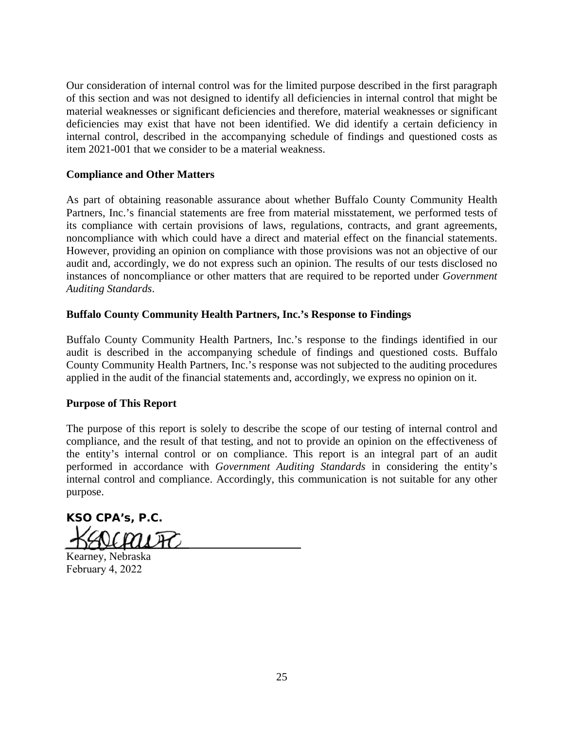Our consideration of internal control was for the limited purpose described in the first paragraph of this section and was not designed to identify all deficiencies in internal control that might be material weaknesses or significant deficiencies and therefore, material weaknesses or significant deficiencies may exist that have not been identified. We did identify a certain deficiency in internal control, described in the accompanying schedule of findings and questioned costs as item 2021-001 that we consider to be a material weakness.

**Compliance and Other Matters**

As part of obtaining reasonable assurance about whether Buffalo County Community Health Partners, Inc.'s financial statements are free from material misstatement, we performed tests of its compliance with certain provisions of laws, regulations, contracts, and grant agreements, noncompliance with which could have a direct and material effect on the financial statements. However, providing an opinion on compliance with those provisions was not an objective of our audit and, accordingly, we do not express such an opinion. The results of our tests disclosed no instances of noncompliance or other matters that are required to be reported under *Government Auditing Standards*.

**Buffalo County Community Health Partners, Inc.'s Response to Findings**

Buffalo County Community Health Partners, Inc.'s response to the findings identified in our audit is described in the accompanying schedule of findings and questioned costs. Buffalo County Community Health Partners, Inc.'s response was not subjected to the auditing procedures applied in the audit of the financial statements and, accordingly, we express no opinion on it.

**Purpose of This Report**

The purpose of this report is solely to describe the scope of our testing of internal control and compliance, and the result of that testing, and not to provide an opinion on the effectiveness of the entity's internal control or on compliance. This report is an integral part of an audit performed in accordance with *Government Auditing Standards* in considering the entity's internal control and compliance. Accordingly, this communication is not suitable for any other purpose.

**KSO CPA's, P.C.**

KSO CPA's, PC

Kearney, Nebraska
February 4, 2022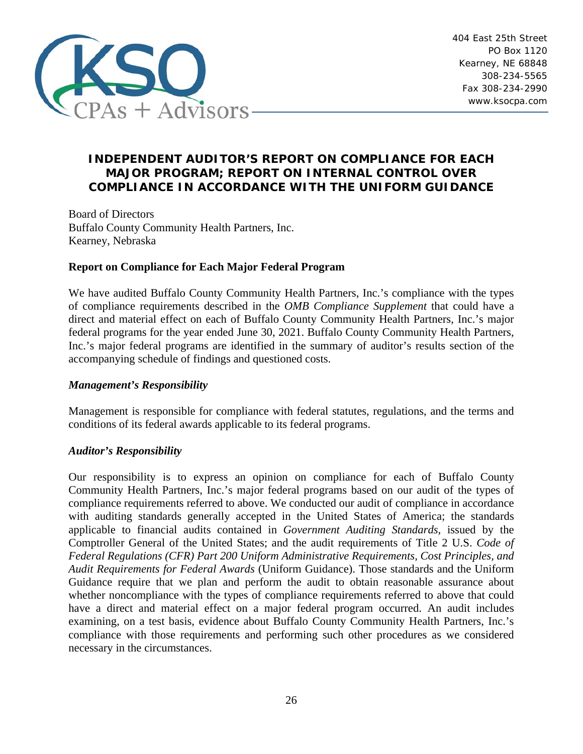404 East 25th Street
PO Box 1120
Kearney, NE 68848
308-234-5565
Fax 308-234-2990
www.ksocpa.com

# INDEPENDENT AUDITOR'S REPORT ON COMPLIANCE FOR EACH MAJOR PROGRAM; REPORT ON INTERNAL CONTROL OVER COMPLIANCE IN ACCORDANCE WITH THE UNIFORM GUIDANCE

Board of Directors
Buffalo County Community Health Partners, Inc.
Kearney, Nebraska

## Report on Compliance for Each Major Federal Program

We have audited Buffalo County Community Health Partners, Inc.'s compliance with the types of compliance requirements described in the *OMB Compliance Supplement* that could have a direct and material effect on each of Buffalo County Community Health Partners, Inc.'s major federal programs for the year ended June 30, 2021. Buffalo County Community Health Partners, Inc.'s major federal programs are identified in the summary of auditor's results section of the accompanying schedule of findings and questioned costs.

### *Management's Responsibility*

Management is responsible for compliance with federal statutes, regulations, and the terms and conditions of its federal awards applicable to its federal programs.

### *Auditor's Responsibility*

Our responsibility is to express an opinion on compliance for each of Buffalo County Community Health Partners, Inc.'s major federal programs based on our audit of the types of compliance requirements referred to above. We conducted our audit of compliance in accordance with auditing standards generally accepted in the United States of America; the standards applicable to financial audits contained in *Government Auditing Standards*, issued by the Comptroller General of the United States; and the audit requirements of Title 2 U.S. *Code of Federal Regulations (CFR) Part 200 Uniform Administrative Requirements, Cost Principles, and Audit Requirements for Federal Awards* (Uniform Guidance). Those standards and the Uniform Guidance require that we plan and perform the audit to obtain reasonable assurance about whether noncompliance with the types of compliance requirements referred to above that could have a direct and material effect on a major federal program occurred. An audit includes examining, on a test basis, evidence about Buffalo County Community Health Partners, Inc.'s compliance with those requirements and performing such other procedures as we considered necessary in the circumstances.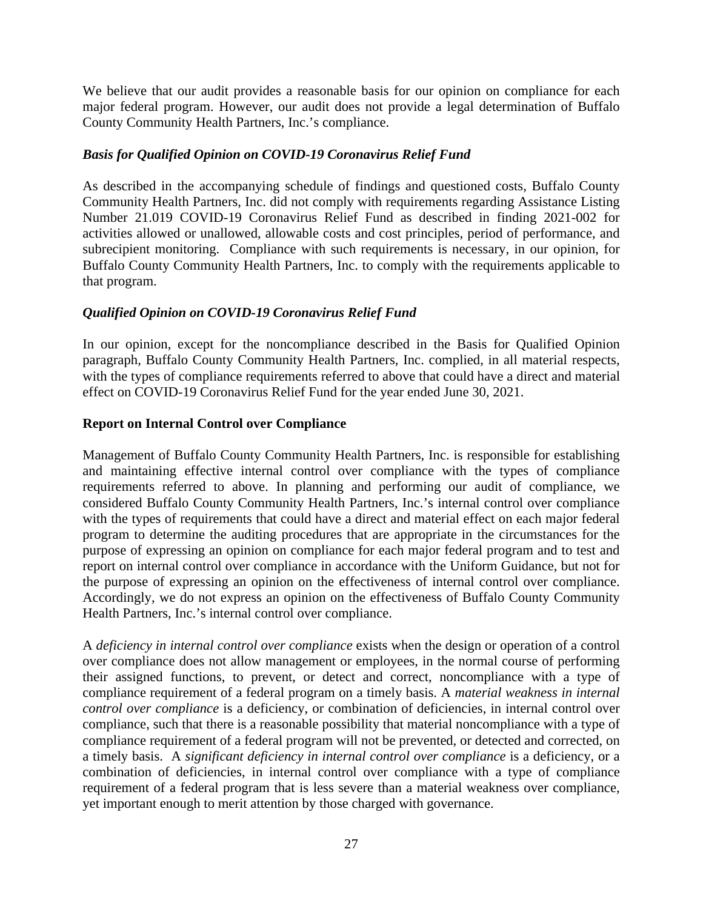We believe that our audit provides a reasonable basis for our opinion on compliance for each major federal program. However, our audit does not provide a legal determination of Buffalo County Community Health Partners, Inc.'s compliance.

***Basis for Qualified Opinion on COVID-19 Coronavirus Relief Fund***

As described in the accompanying schedule of findings and questioned costs, Buffalo County Community Health Partners, Inc. did not comply with requirements regarding Assistance Listing Number 21.019 COVID-19 Coronavirus Relief Fund as described in finding 2021-002 for activities allowed or unallowed, allowable costs and cost principles, period of performance, and subrecipient monitoring. Compliance with such requirements is necessary, in our opinion, for Buffalo County Community Health Partners, Inc. to comply with the requirements applicable to that program.

***Qualified Opinion on COVID-19 Coronavirus Relief Fund***

In our opinion, except for the noncompliance described in the Basis for Qualified Opinion paragraph, Buffalo County Community Health Partners, Inc. complied, in all material respects, with the types of compliance requirements referred to above that could have a direct and material effect on COVID-19 Coronavirus Relief Fund for the year ended June 30, 2021.

**Report on Internal Control over Compliance**

Management of Buffalo County Community Health Partners, Inc. is responsible for establishing and maintaining effective internal control over compliance with the types of compliance requirements referred to above. In planning and performing our audit of compliance, we considered Buffalo County Community Health Partners, Inc.'s internal control over compliance with the types of requirements that could have a direct and material effect on each major federal program to determine the auditing procedures that are appropriate in the circumstances for the purpose of expressing an opinion on compliance for each major federal program and to test and report on internal control over compliance in accordance with the Uniform Guidance, but not for the purpose of expressing an opinion on the effectiveness of internal control over compliance. Accordingly, we do not express an opinion on the effectiveness of Buffalo County Community Health Partners, Inc.'s internal control over compliance.

A *deficiency in internal control over compliance* exists when the design or operation of a control over compliance does not allow management or employees, in the normal course of performing their assigned functions, to prevent, or detect and correct, noncompliance with a type of compliance requirement of a federal program on a timely basis. A *material weakness in internal control over compliance* is a deficiency, or combination of deficiencies, in internal control over compliance, such that there is a reasonable possibility that material noncompliance with a type of compliance requirement of a federal program will not be prevented, or detected and corrected, on a timely basis. A *significant deficiency in internal control over compliance* is a deficiency, or a combination of deficiencies, in internal control over compliance with a type of compliance requirement of a federal program that is less severe than a material weakness over compliance, yet important enough to merit attention by those charged with governance.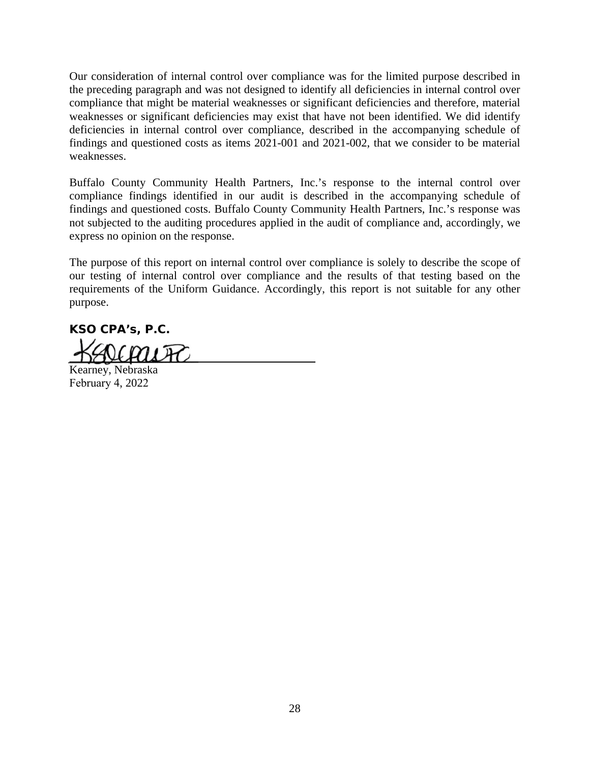Our consideration of internal control over compliance was for the limited purpose described in the preceding paragraph and was not designed to identify all deficiencies in internal control over compliance that might be material weaknesses or significant deficiencies and therefore, material weaknesses or significant deficiencies may exist that have not been identified. We did identify deficiencies in internal control over compliance, described in the accompanying schedule of findings and questioned costs as items 2021-001 and 2021-002, that we consider to be material weaknesses.

Buffalo County Community Health Partners, Inc.'s response to the internal control over compliance findings identified in our audit is described in the accompanying schedule of findings and questioned costs. Buffalo County Community Health Partners, Inc.'s response was not subjected to the auditing procedures applied in the audit of compliance and, accordingly, we express no opinion on the response.

The purpose of this report on internal control over compliance is solely to describe the scope of our testing of internal control over compliance and the results of that testing based on the requirements of the Uniform Guidance. Accordingly, this report is not suitable for any other purpose.

**KSO CPA's, P.C.**

KSO CPA's PC

Kearney, Nebraska
February 4, 2022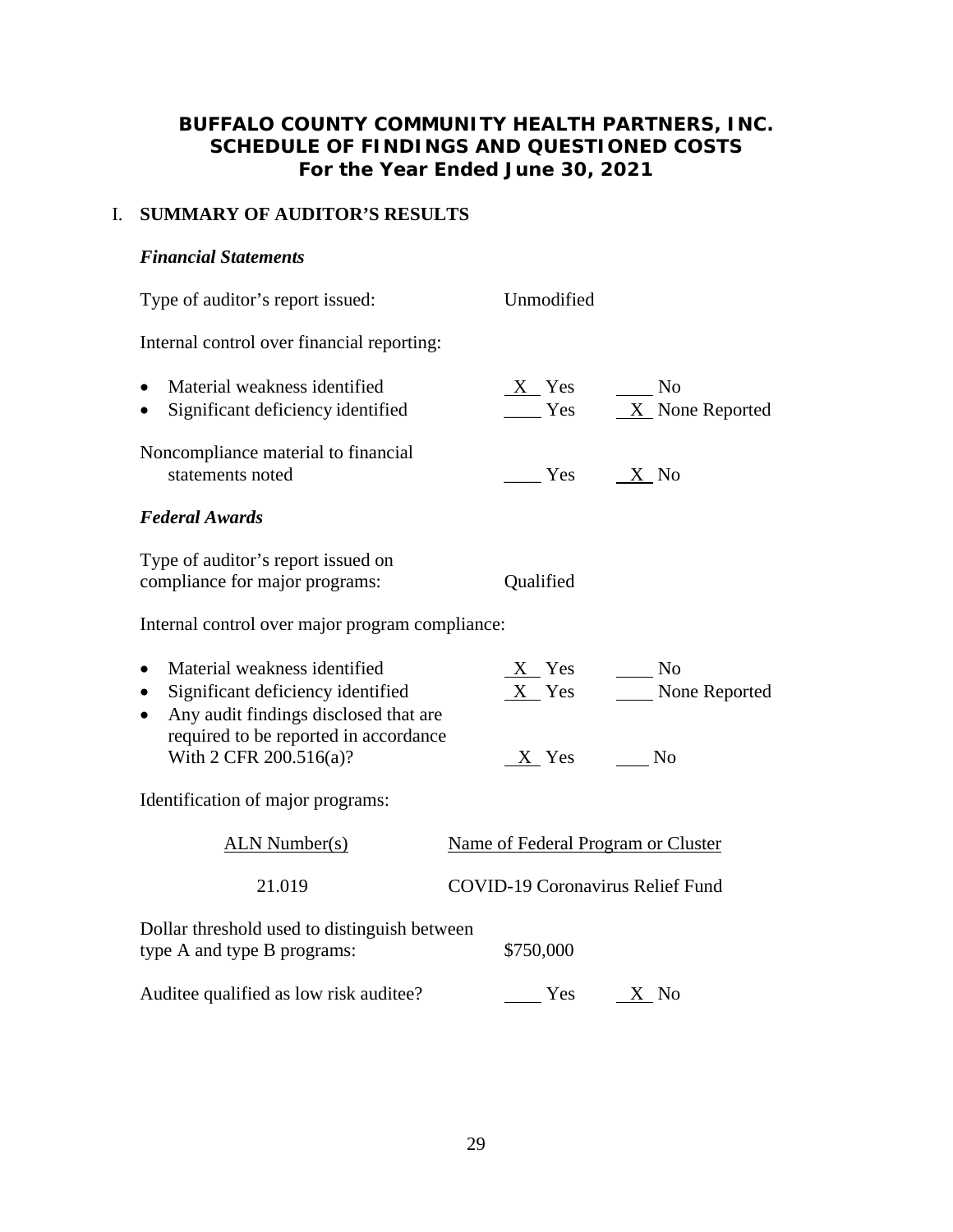# BUFFALO COUNTY COMMUNITY HEALTH PARTNERS, INC.
## SCHEDULE OF FINDINGS AND QUESTIONED COSTS
### For the Year Ended June 30, 2021

I. **SUMMARY OF AUDITOR'S RESULTS**

***Financial Statements***

Type of auditor's report issued: Unmodified

Internal control over financial reporting:

| | | |
|---|---|---|
| • Material weakness identified | X Yes | ___ No |
| • Significant deficiency identified | ___ Yes | X None Reported |

| | | |
|---|---|---|
| Noncompliance material to financial statements noted | ___ Yes | X No |

***Federal Awards***

Type of auditor's report issued on compliance for major programs: Qualified

Internal control over major program compliance:

| | | |
|---|---|---|
| • Material weakness identified | X Yes | ___ No |
| • Significant deficiency identified | X Yes | ___ None Reported |
| • Any audit findings disclosed that are required to be reported in accordance With 2 CFR 200.516(a)? | X Yes | ___ No |

Identification of major programs:

| ALN Number(s) | Name of Federal Program or Cluster |
|---|---|
| 21.019 | COVID-19 Coronavirus Relief Fund |

Dollar threshold used to distinguish between type A and type B programs: $750,000

| | | |
|---|---|---|
| Auditee qualified as low risk auditee? | ___ Yes | X No |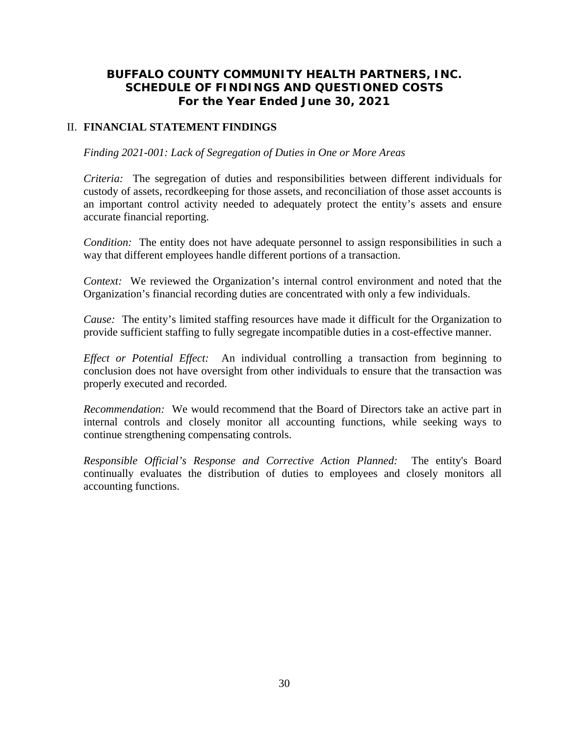# BUFFALO COUNTY COMMUNITY HEALTH PARTNERS, INC.
## SCHEDULE OF FINDINGS AND QUESTIONED COSTS
### For the Year Ended June 30, 2021

## II. FINANCIAL STATEMENT FINDINGS

*Finding 2021-001: Lack of Segregation of Duties in One or More Areas*

*Criteria:* The segregation of duties and responsibilities between different individuals for custody of assets, recordkeeping for those assets, and reconciliation of those asset accounts is an important control activity needed to adequately protect the entity's assets and ensure accurate financial reporting.

*Condition:* The entity does not have adequate personnel to assign responsibilities in such a way that different employees handle different portions of a transaction.

*Context:* We reviewed the Organization's internal control environment and noted that the Organization's financial recording duties are concentrated with only a few individuals.

*Cause:* The entity's limited staffing resources have made it difficult for the Organization to provide sufficient staffing to fully segregate incompatible duties in a cost-effective manner.

*Effect or Potential Effect:* An individual controlling a transaction from beginning to conclusion does not have oversight from other individuals to ensure that the transaction was properly executed and recorded.

*Recommendation:* We would recommend that the Board of Directors take an active part in internal controls and closely monitor all accounting functions, while seeking ways to continue strengthening compensating controls.

*Responsible Official's Response and Corrective Action Planned:* The entity's Board continually evaluates the distribution of duties to employees and closely monitors all accounting functions.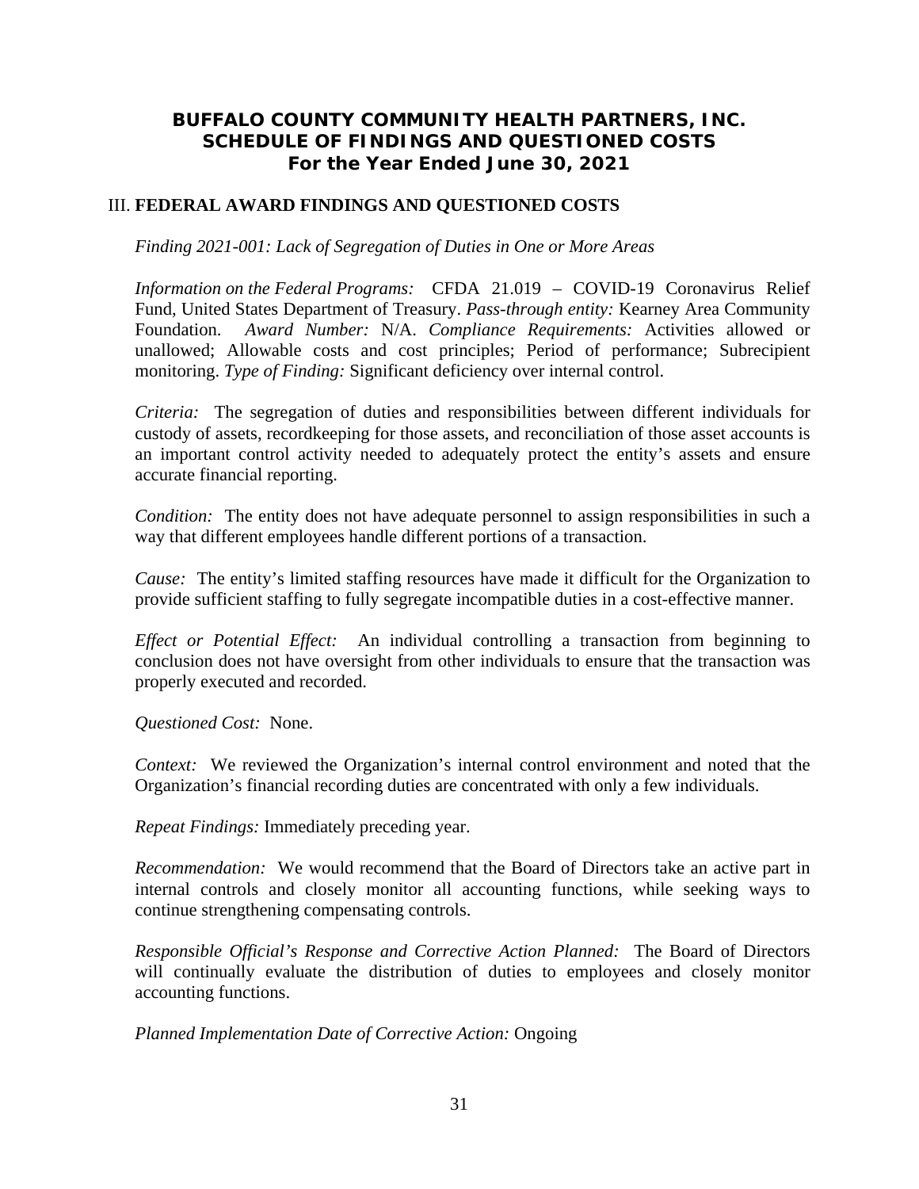# BUFFALO COUNTY COMMUNITY HEALTH PARTNERS, INC.
## SCHEDULE OF FINDINGS AND QUESTIONED COSTS
### For the Year Ended June 30, 2021

### III. FEDERAL AWARD FINDINGS AND QUESTIONED COSTS

*Finding 2021-001: Lack of Segregation of Duties in One or More Areas*

*Information on the Federal Programs:* CFDA 21.019 – COVID-19 Coronavirus Relief Fund, United States Department of Treasury. *Pass-through entity:* Kearney Area Community Foundation. *Award Number:* N/A. *Compliance Requirements:* Activities allowed or unallowed; Allowable costs and cost principles; Period of performance; Subrecipient monitoring. *Type of Finding:* Significant deficiency over internal control.

*Criteria:* The segregation of duties and responsibilities between different individuals for custody of assets, recordkeeping for those assets, and reconciliation of those asset accounts is an important control activity needed to adequately protect the entity's assets and ensure accurate financial reporting.

*Condition:* The entity does not have adequate personnel to assign responsibilities in such a way that different employees handle different portions of a transaction.

*Cause:* The entity's limited staffing resources have made it difficult for the Organization to provide sufficient staffing to fully segregate incompatible duties in a cost-effective manner.

*Effect or Potential Effect:* An individual controlling a transaction from beginning to conclusion does not have oversight from other individuals to ensure that the transaction was properly executed and recorded.

*Questioned Cost:* None.

*Context:* We reviewed the Organization's internal control environment and noted that the Organization's financial recording duties are concentrated with only a few individuals.

*Repeat Findings:* Immediately preceding year.

*Recommendation:* We would recommend that the Board of Directors take an active part in internal controls and closely monitor all accounting functions, while seeking ways to continue strengthening compensating controls.

*Responsible Official's Response and Corrective Action Planned:* The Board of Directors will continually evaluate the distribution of duties to employees and closely monitor accounting functions.

*Planned Implementation Date of Corrective Action:* Ongoing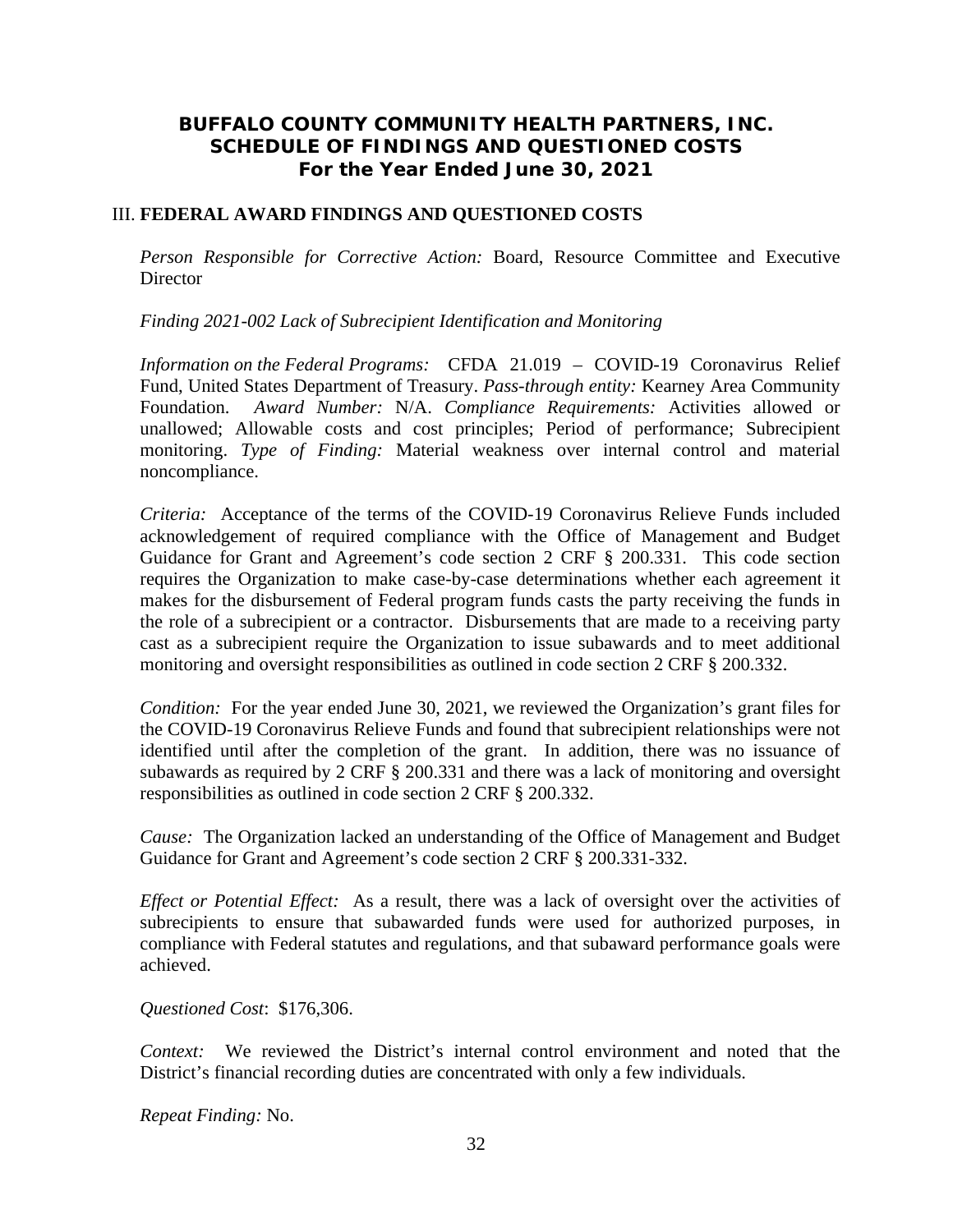# BUFFALO COUNTY COMMUNITY HEALTH PARTNERS, INC.
## SCHEDULE OF FINDINGS AND QUESTIONED COSTS
### For the Year Ended June 30, 2021

## III. FEDERAL AWARD FINDINGS AND QUESTIONED COSTS

*Person Responsible for Corrective Action:* Board, Resource Committee and Executive Director

*Finding 2021-002 Lack of Subrecipient Identification and Monitoring*

*Information on the Federal Programs:* CFDA 21.019 – COVID-19 Coronavirus Relief Fund, United States Department of Treasury. *Pass-through entity:* Kearney Area Community Foundation. *Award Number:* N/A. *Compliance Requirements:* Activities allowed or unallowed; Allowable costs and cost principles; Period of performance; Subrecipient monitoring. *Type of Finding:* Material weakness over internal control and material noncompliance.

*Criteria:* Acceptance of the terms of the COVID-19 Coronavirus Relieve Funds included acknowledgement of required compliance with the Office of Management and Budget Guidance for Grant and Agreement's code section 2 CRF § 200.331. This code section requires the Organization to make case-by-case determinations whether each agreement it makes for the disbursement of Federal program funds casts the party receiving the funds in the role of a subrecipient or a contractor. Disbursements that are made to a receiving party cast as a subrecipient require the Organization to issue subawards and to meet additional monitoring and oversight responsibilities as outlined in code section 2 CRF § 200.332.

*Condition:* For the year ended June 30, 2021, we reviewed the Organization's grant files for the COVID-19 Coronavirus Relieve Funds and found that subrecipient relationships were not identified until after the completion of the grant. In addition, there was no issuance of subawards as required by 2 CRF § 200.331 and there was a lack of monitoring and oversight responsibilities as outlined in code section 2 CRF § 200.332.

*Cause:* The Organization lacked an understanding of the Office of Management and Budget Guidance for Grant and Agreement's code section 2 CRF § 200.331-332.

*Effect or Potential Effect:* As a result, there was a lack of oversight over the activities of subrecipients to ensure that subawarded funds were used for authorized purposes, in compliance with Federal statutes and regulations, and that subaward performance goals were achieved.

*Questioned Cost*: $176,306.

*Context:* We reviewed the District's internal control environment and noted that the District's financial recording duties are concentrated with only a few individuals.

*Repeat Finding:* No.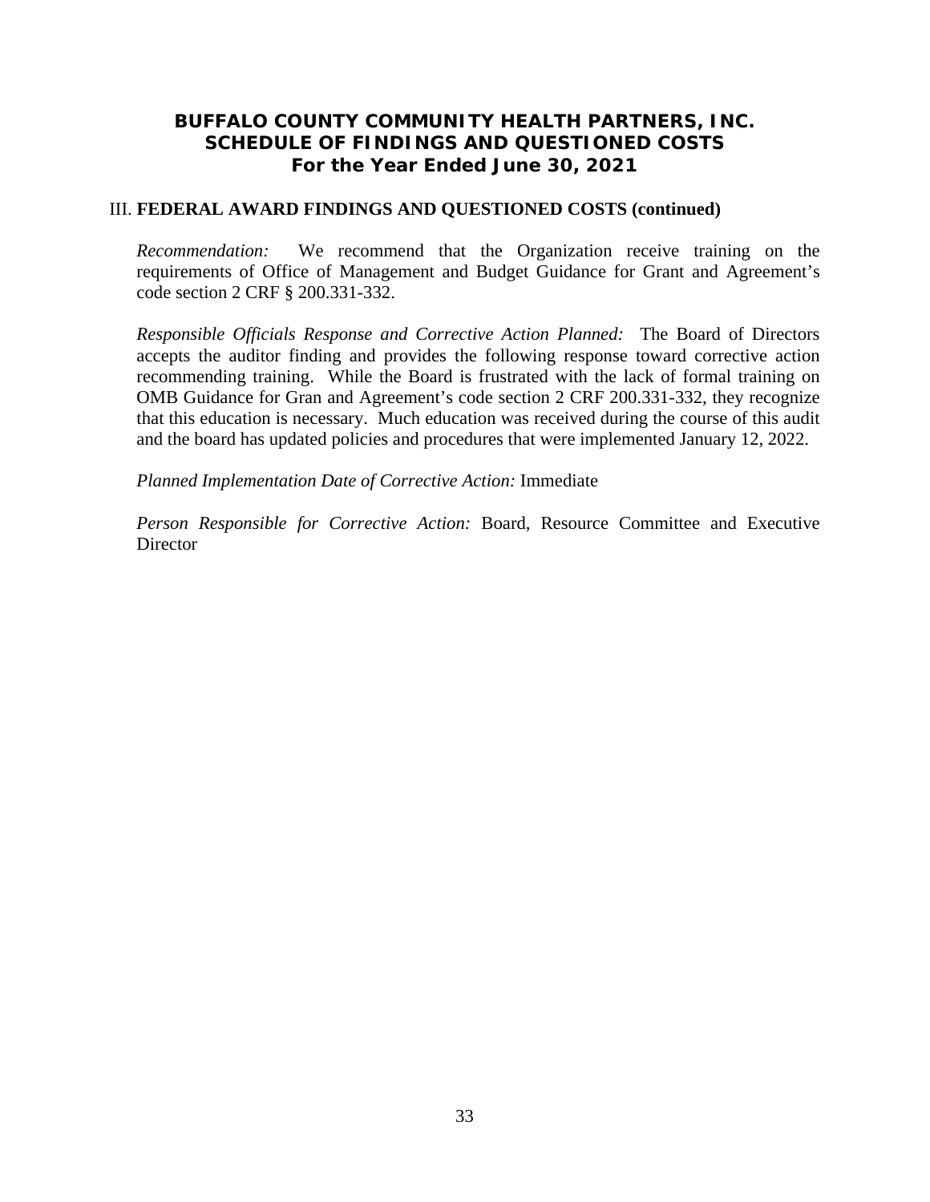# BUFFALO COUNTY COMMUNITY HEALTH PARTNERS, INC.
## SCHEDULE OF FINDINGS AND QUESTIONED COSTS
### For the Year Ended June 30, 2021

### III. FEDERAL AWARD FINDINGS AND QUESTIONED COSTS (continued)

*Recommendation:* We recommend that the Organization receive training on the requirements of Office of Management and Budget Guidance for Grant and Agreement's code section 2 CRF § 200.331-332.

*Responsible Officials Response and Corrective Action Planned:* The Board of Directors accepts the auditor finding and provides the following response toward corrective action recommending training. While the Board is frustrated with the lack of formal training on OMB Guidance for Gran and Agreement's code section 2 CRF 200.331-332, they recognize that this education is necessary. Much education was received during the course of this audit and the board has updated policies and procedures that were implemented January 12, 2022.

*Planned Implementation Date of Corrective Action:* Immediate

*Person Responsible for Corrective Action:* Board, Resource Committee and Executive Director